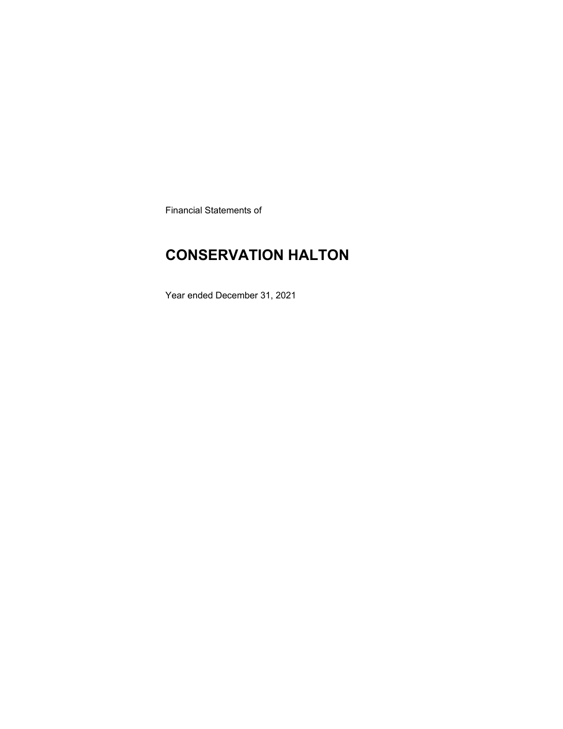Financial Statements of

# CONSERVATION HALTON

Year ended December 31, 2021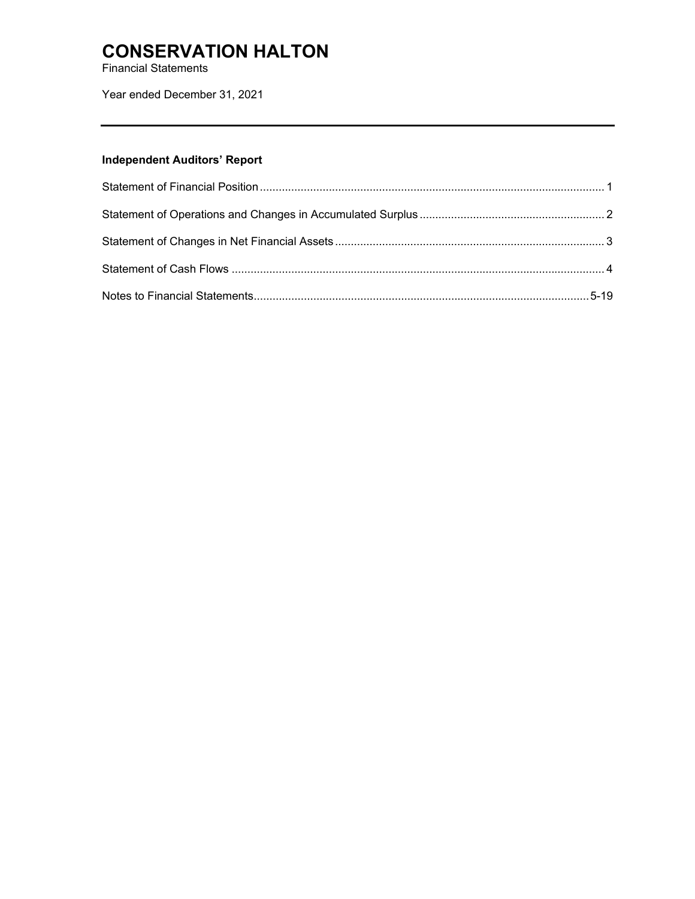# CONSERVATION HALTON

Financial Statements

Year ended December 31, 2021

---

**Independent Auditors' Report**

| | |
|---|---|
| Statement of Financial Position | 1 |
| Statement of Operations and Changes in Accumulated Surplus | 2 |
| Statement of Changes in Net Financial Assets | 3 |
| Statement of Cash Flows | 4 |
| Notes to Financial Statements | 5-19 |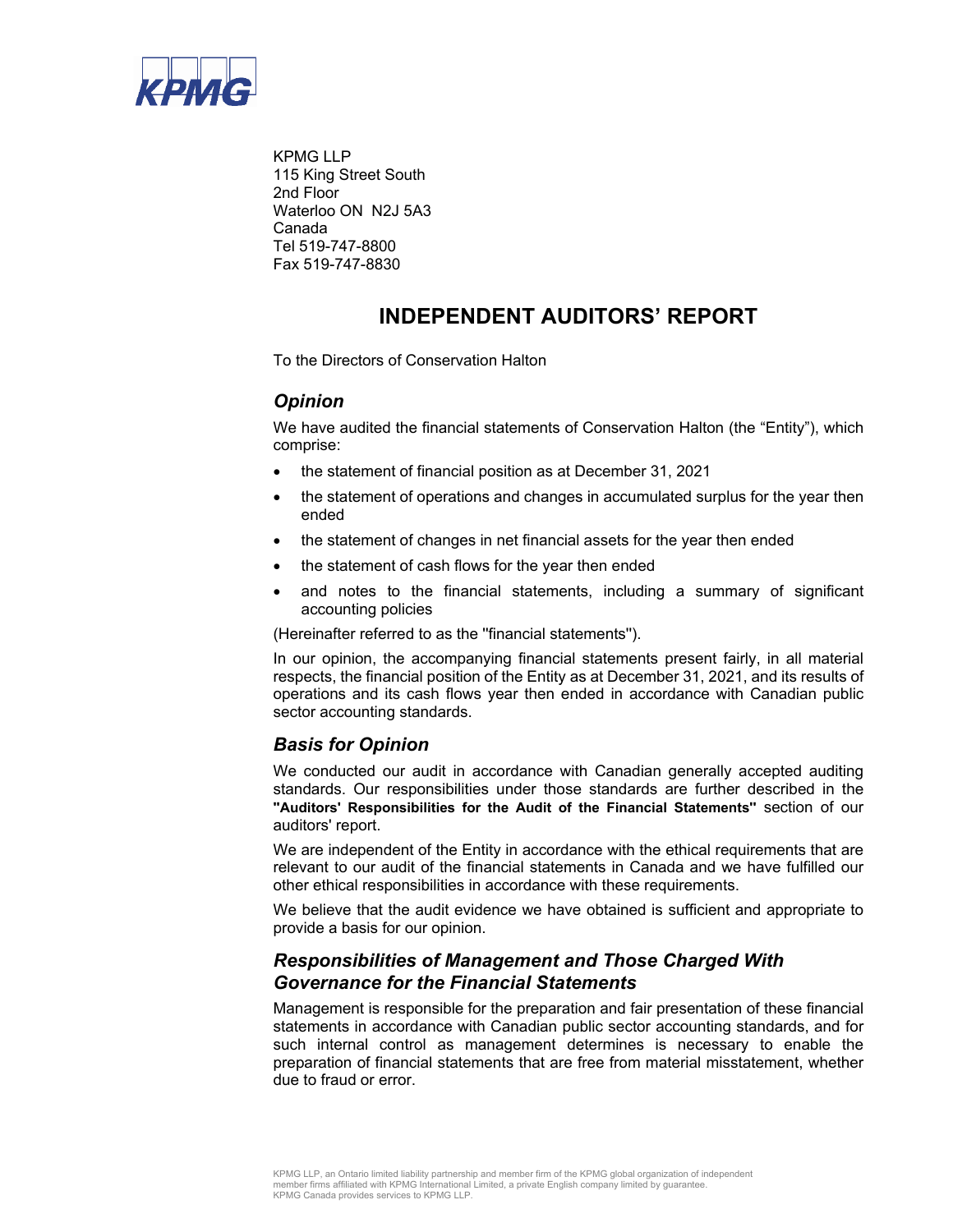KPMG LLP
115 King Street South
2nd Floor
Waterloo ON N2J 5A3
Canada
Tel 519-747-8800
Fax 519-747-8830

# INDEPENDENT AUDITORS' REPORT

To the Directors of Conservation Halton

## *Opinion*

We have audited the financial statements of Conservation Halton (the "Entity"), which comprise:

- the statement of financial position as at December 31, 2021
- the statement of operations and changes in accumulated surplus for the year then ended
- the statement of changes in net financial assets for the year then ended
- the statement of cash flows for the year then ended
- and notes to the financial statements, including a summary of significant accounting policies

(Hereinafter referred to as the ''financial statements'').

In our opinion, the accompanying financial statements present fairly, in all material respects, the financial position of the Entity as at December 31, 2021, and its results of operations and its cash flows year then ended in accordance with Canadian public sector accounting standards.

## *Basis for Opinion*

We conducted our audit in accordance with Canadian generally accepted auditing standards. Our responsibilities under those standards are further described in the **''Auditors' Responsibilities for the Audit of the Financial Statements''** section of our auditors' report.

We are independent of the Entity in accordance with the ethical requirements that are relevant to our audit of the financial statements in Canada and we have fulfilled our other ethical responsibilities in accordance with these requirements.

We believe that the audit evidence we have obtained is sufficient and appropriate to provide a basis for our opinion.

## *Responsibilities of Management and Those Charged With Governance for the Financial Statements*

Management is responsible for the preparation and fair presentation of these financial statements in accordance with Canadian public sector accounting standards, and for such internal control as management determines is necessary to enable the preparation of financial statements that are free from material misstatement, whether due to fraud or error.

KPMG LLP, an Ontario limited liability partnership and member firm of the KPMG global organization of independent member firms affiliated with KPMG International Limited, a private English company limited by guarantee.
KPMG Canada provides services to KPMG LLP.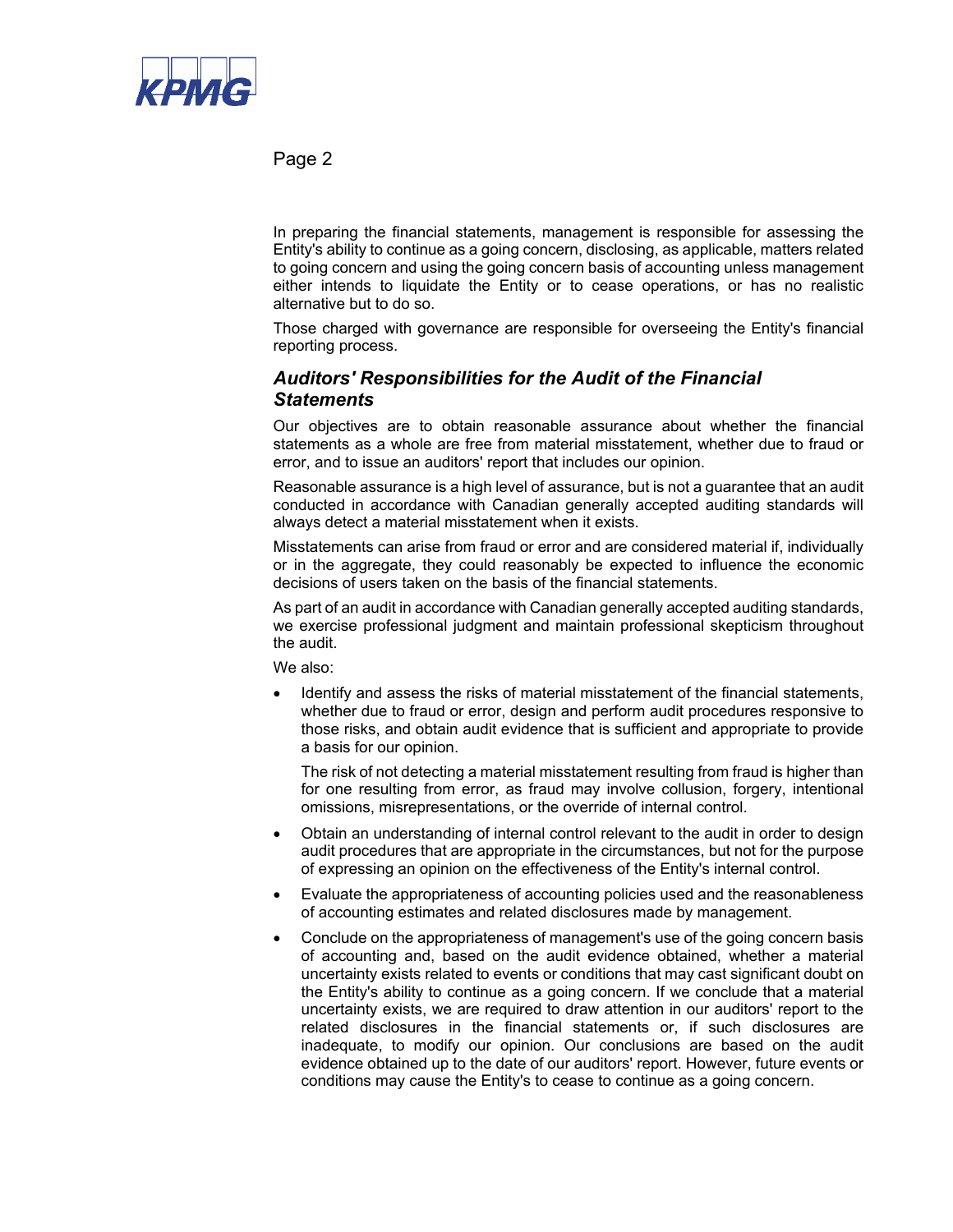In preparing the financial statements, management is responsible for assessing the Entity's ability to continue as a going concern, disclosing, as applicable, matters related to going concern and using the going concern basis of accounting unless management either intends to liquidate the Entity or to cease operations, or has no realistic alternative but to do so.

Those charged with governance are responsible for overseeing the Entity's financial reporting process.

## *Auditors' Responsibilities for the Audit of the Financial Statements*

Our objectives are to obtain reasonable assurance about whether the financial statements as a whole are free from material misstatement, whether due to fraud or error, and to issue an auditors' report that includes our opinion.

Reasonable assurance is a high level of assurance, but is not a guarantee that an audit conducted in accordance with Canadian generally accepted auditing standards will always detect a material misstatement when it exists.

Misstatements can arise from fraud or error and are considered material if, individually or in the aggregate, they could reasonably be expected to influence the economic decisions of users taken on the basis of the financial statements.

As part of an audit in accordance with Canadian generally accepted auditing standards, we exercise professional judgment and maintain professional skepticism throughout the audit.

We also:

- Identify and assess the risks of material misstatement of the financial statements, whether due to fraud or error, design and perform audit procedures responsive to those risks, and obtain audit evidence that is sufficient and appropriate to provide a basis for our opinion.

  The risk of not detecting a material misstatement resulting from fraud is higher than for one resulting from error, as fraud may involve collusion, forgery, intentional omissions, misrepresentations, or the override of internal control.

- Obtain an understanding of internal control relevant to the audit in order to design audit procedures that are appropriate in the circumstances, but not for the purpose of expressing an opinion on the effectiveness of the Entity's internal control.

- Evaluate the appropriateness of accounting policies used and the reasonableness of accounting estimates and related disclosures made by management.

- Conclude on the appropriateness of management's use of the going concern basis of accounting and, based on the audit evidence obtained, whether a material uncertainty exists related to events or conditions that may cast significant doubt on the Entity's ability to continue as a going concern. If we conclude that a material uncertainty exists, we are required to draw attention in our auditors' report to the related disclosures in the financial statements or, if such disclosures are inadequate, to modify our opinion. Our conclusions are based on the audit evidence obtained up to the date of our auditors' report. However, future events or conditions may cause the Entity's to cease to continue as a going concern.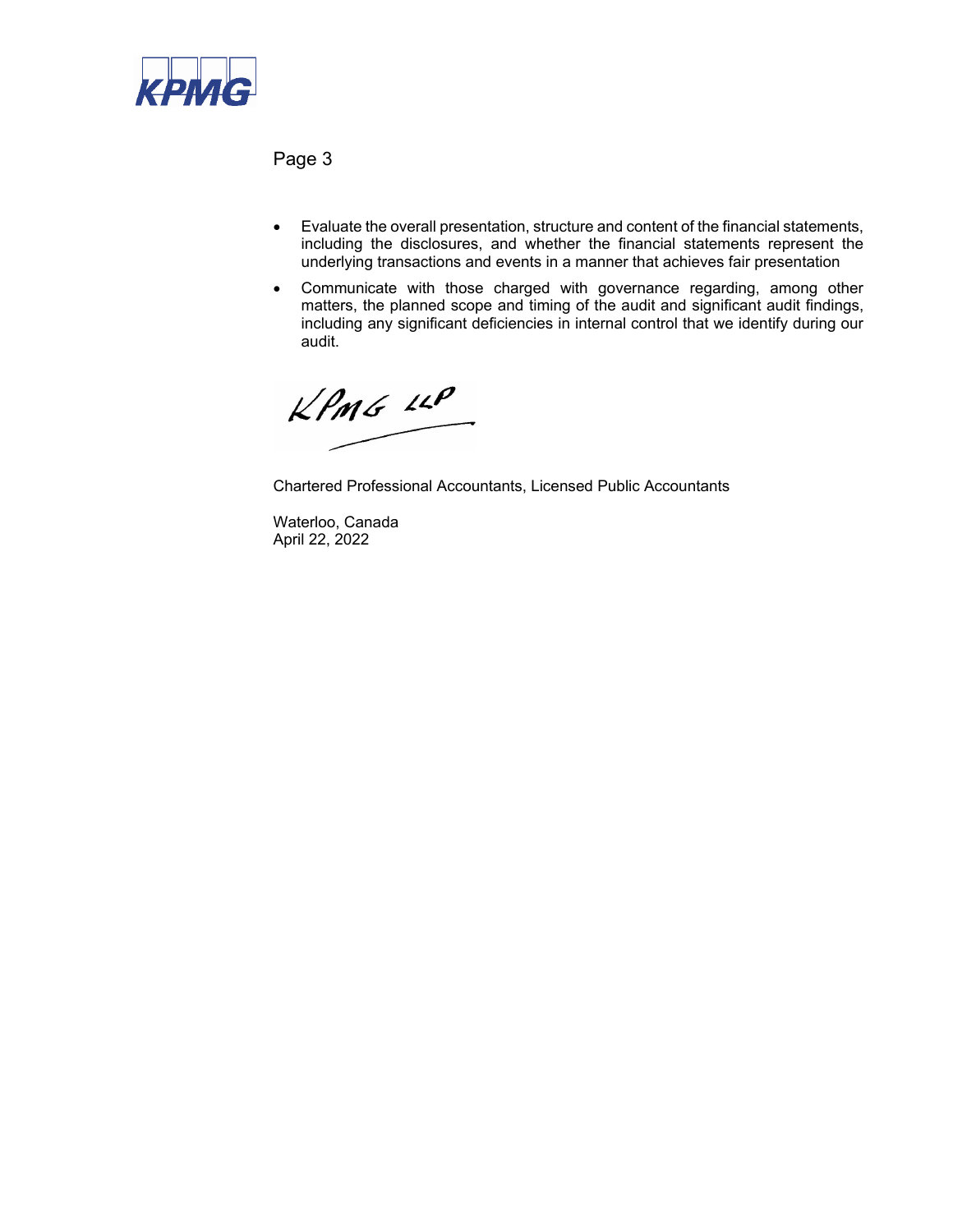- Evaluate the overall presentation, structure and content of the financial statements, including the disclosures, and whether the financial statements represent the underlying transactions and events in a manner that achieves fair presentation
- Communicate with those charged with governance regarding, among other matters, the planned scope and timing of the audit and significant audit findings, including any significant deficiencies in internal control that we identify during our audit.

KPMG LLP

Chartered Professional Accountants, Licensed Public Accountants

Waterloo, Canada
April 22, 2022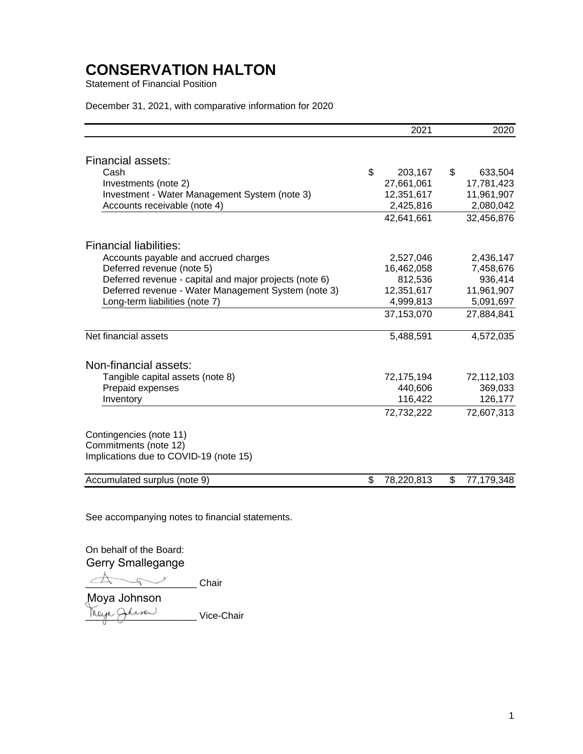# CONSERVATION HALTON

Statement of Financial Position

December 31, 2021, with comparative information for 2020

| | 2021 | 2020 |
|---|---|---|
| **Financial assets:** | | |
| Cash | $ 203,167 | $ 633,504 |
| Investments (note 2) | 27,661,061 | 17,781,423 |
| Investment - Water Management System (note 3) | 12,351,617 | 11,961,907 |
| Accounts receivable (note 4) | 2,425,816 | 2,080,042 |
| | 42,641,661 | 32,456,876 |
| **Financial liabilities:** | | |
| Accounts payable and accrued charges | 2,527,046 | 2,436,147 |
| Deferred revenue (note 5) | 16,462,058 | 7,458,676 |
| Deferred revenue - capital and major projects (note 6) | 812,536 | 936,414 |
| Deferred revenue - Water Management System (note 3) | 12,351,617 | 11,961,907 |
| Long-term liabilities (note 7) | 4,999,813 | 5,091,697 |
| | 37,153,070 | 27,884,841 |
| Net financial assets | 5,488,591 | 4,572,035 |
| **Non-financial assets:** | | |
| Tangible capital assets (note 8) | 72,175,194 | 72,112,103 |
| Prepaid expenses | 440,606 | 369,033 |
| Inventory | 116,422 | 126,177 |
| | 72,732,222 | 72,607,313 |
| Contingencies (note 11) | | |
| Commitments (note 12) | | |
| Implications due to COVID-19 (note 15) | | |
| Accumulated surplus (note 9) | $ 78,220,813 | $ 77,179,348 |

See accompanying notes to financial statements.

On behalf of the Board:

Gerry Smallegange

\_\_\_\_\_\_\_\_\_\_\_\_\_\_\_\_\_\_\_\_ Chair

Moya Johnson

\_\_\_\_\_\_\_\_\_\_\_\_\_\_\_\_\_\_\_\_ Vice-Chair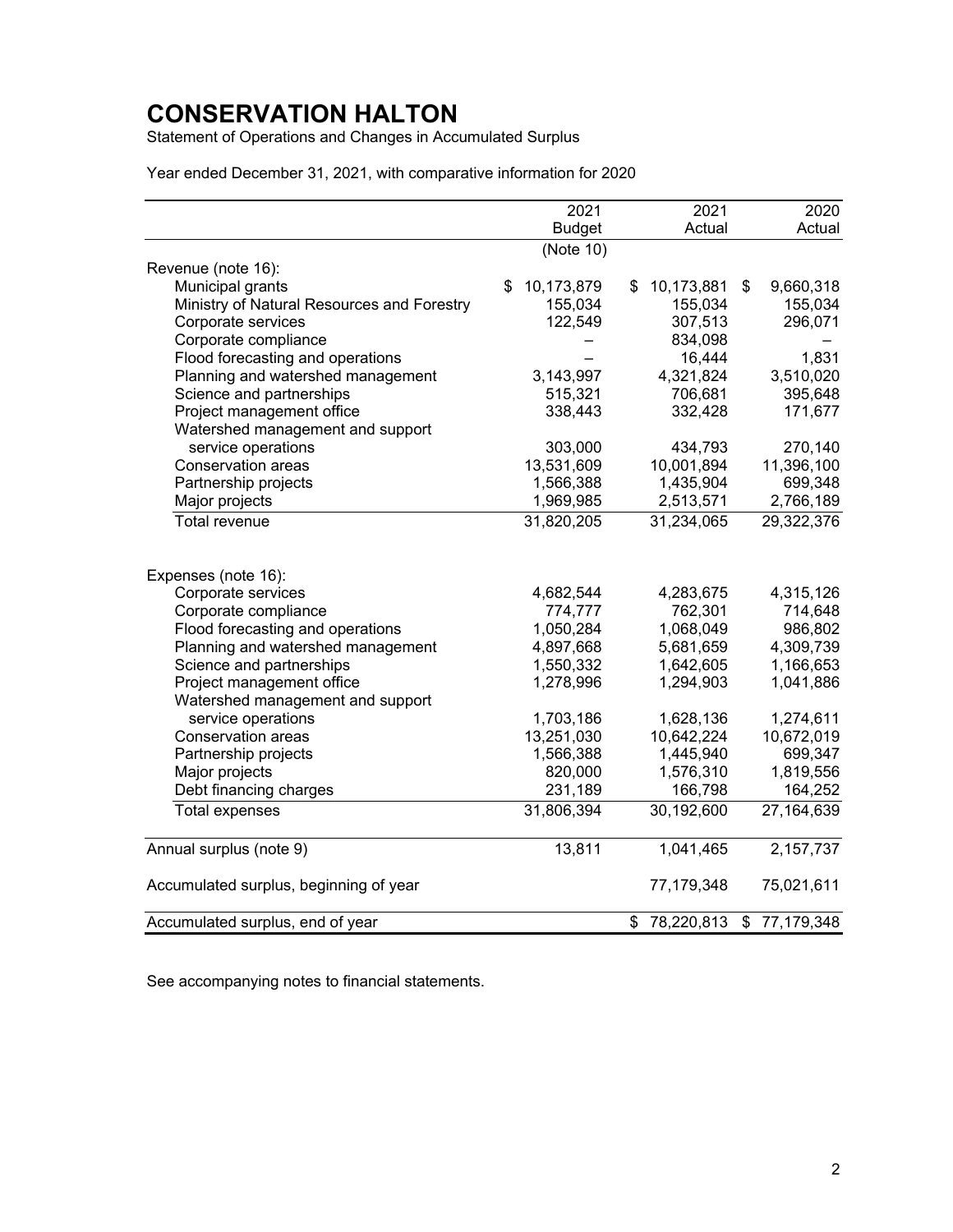# CONSERVATION HALTON

Statement of Operations and Changes in Accumulated Surplus

Year ended December 31, 2021, with comparative information for 2020

| | 2021 Budget | 2021 Actual | 2020 Actual |
|---|---|---|---|
| | (Note 10) | | |
| Revenue (note 16): | | | |
| Municipal grants | $ 10,173,879 | $ 10,173,881 | $ 9,660,318 |
| Ministry of Natural Resources and Forestry | 155,034 | 155,034 | 155,034 |
| Corporate services | 122,549 | 307,513 | 296,071 |
| Corporate compliance | – | 834,098 | – |
| Flood forecasting and operations | – | 16,444 | 1,831 |
| Planning and watershed management | 3,143,997 | 4,321,824 | 3,510,020 |
| Science and partnerships | 515,321 | 706,681 | 395,648 |
| Project management office | 338,443 | 332,428 | 171,677 |
| Watershed management and support service operations | 303,000 | 434,793 | 270,140 |
| Conservation areas | 13,531,609 | 10,001,894 | 11,396,100 |
| Partnership projects | 1,566,388 | 1,435,904 | 699,348 |
| Major projects | 1,969,985 | 2,513,571 | 2,766,189 |
| Total revenue | 31,820,205 | 31,234,065 | 29,322,376 |
| | | | |
| Expenses (note 16): | | | |
| Corporate services | 4,682,544 | 4,283,675 | 4,315,126 |
| Corporate compliance | 774,777 | 762,301 | 714,648 |
| Flood forecasting and operations | 1,050,284 | 1,068,049 | 986,802 |
| Planning and watershed management | 4,897,668 | 5,681,659 | 4,309,739 |
| Science and partnerships | 1,550,332 | 1,642,605 | 1,166,653 |
| Project management office | 1,278,996 | 1,294,903 | 1,041,886 |
| Watershed management and support service operations | 1,703,186 | 1,628,136 | 1,274,611 |
| Conservation areas | 13,251,030 | 10,642,224 | 10,672,019 |
| Partnership projects | 1,566,388 | 1,445,940 | 699,347 |
| Major projects | 820,000 | 1,576,310 | 1,819,556 |
| Debt financing charges | 231,189 | 166,798 | 164,252 |
| Total expenses | 31,806,394 | 30,192,600 | 27,164,639 |
| | | | |
| Annual surplus (note 9) | 13,811 | 1,041,465 | 2,157,737 |
| | | | |
| Accumulated surplus, beginning of year | | 77,179,348 | 75,021,611 |
| | | | |
| Accumulated surplus, end of year | | $ 78,220,813 | $ 77,179,348 |

See accompanying notes to financial statements.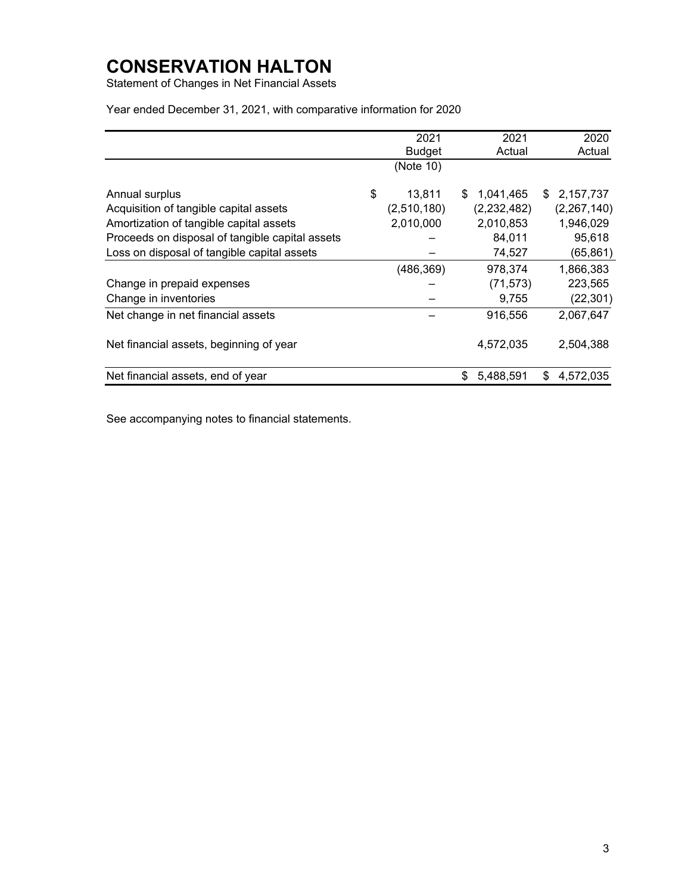# CONSERVATION HALTON

Statement of Changes in Net Financial Assets

Year ended December 31, 2021, with comparative information for 2020

| | 2021 Budget (Note 10) | 2021 Actual | 2020 Actual |
|---|---|---|---|
| Annual surplus | $ 13,811 | $ 1,041,465 | $ 2,157,737 |
| Acquisition of tangible capital assets | (2,510,180) | (2,232,482) | (2,267,140) |
| Amortization of tangible capital assets | 2,010,000 | 2,010,853 | 1,946,029 |
| Proceeds on disposal of tangible capital assets | – | 84,011 | 95,618 |
| Loss on disposal of tangible capital assets | – | 74,527 | (65,861) |
| | (486,369) | 978,374 | 1,866,383 |
| Change in prepaid expenses | – | (71,573) | 223,565 |
| Change in inventories | – | 9,755 | (22,301) |
| Net change in net financial assets | – | 916,556 | 2,067,647 |
| Net financial assets, beginning of year | | 4,572,035 | 2,504,388 |
| Net financial assets, end of year | | $ 5,488,591 | $ 4,572,035 |

See accompanying notes to financial statements.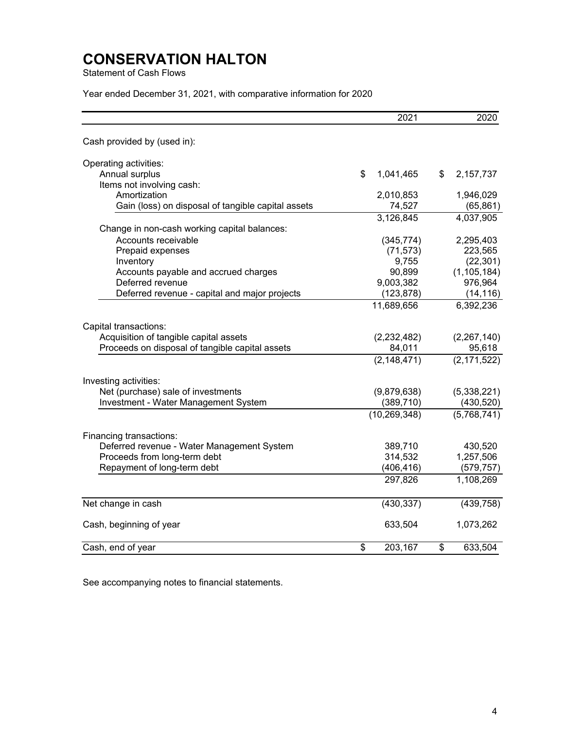# CONSERVATION HALTON

Statement of Cash Flows

Year ended December 31, 2021, with comparative information for 2020

| | 2021 | 2020 |
|---|---|---|
| Cash provided by (used in): | | |
| Operating activities: | | |
| Annual surplus | $ 1,041,465 | $ 2,157,737 |
| Items not involving cash: | | |
| Amortization | 2,010,853 | 1,946,029 |
| Gain (loss) on disposal of tangible capital assets | 74,527 | (65,861) |
| | 3,126,845 | 4,037,905 |
| Change in non-cash working capital balances: | | |
| Accounts receivable | (345,774) | 2,295,403 |
| Prepaid expenses | (71,573) | 223,565 |
| Inventory | 9,755 | (22,301) |
| Accounts payable and accrued charges | 90,899 | (1,105,184) |
| Deferred revenue | 9,003,382 | 976,964 |
| Deferred revenue - capital and major projects | (123,878) | (14,116) |
| | 11,689,656 | 6,392,236 |
| Capital transactions: | | |
| Acquisition of tangible capital assets | (2,232,482) | (2,267,140) |
| Proceeds on disposal of tangible capital assets | 84,011 | 95,618 |
| | (2,148,471) | (2,171,522) |
| Investing activities: | | |
| Net (purchase) sale of investments | (9,879,638) | (5,338,221) |
| Investment - Water Management System | (389,710) | (430,520) |
| | (10,269,348) | (5,768,741) |
| Financing transactions: | | |
| Deferred revenue - Water Management System | 389,710 | 430,520 |
| Proceeds from long-term debt | 314,532 | 1,257,506 |
| Repayment of long-term debt | (406,416) | (579,757) |
| | 297,826 | 1,108,269 |
| Net change in cash | (430,337) | (439,758) |
| Cash, beginning of year | 633,504 | 1,073,262 |
| Cash, end of year | $ 203,167 | $ 633,504 |

See accompanying notes to financial statements.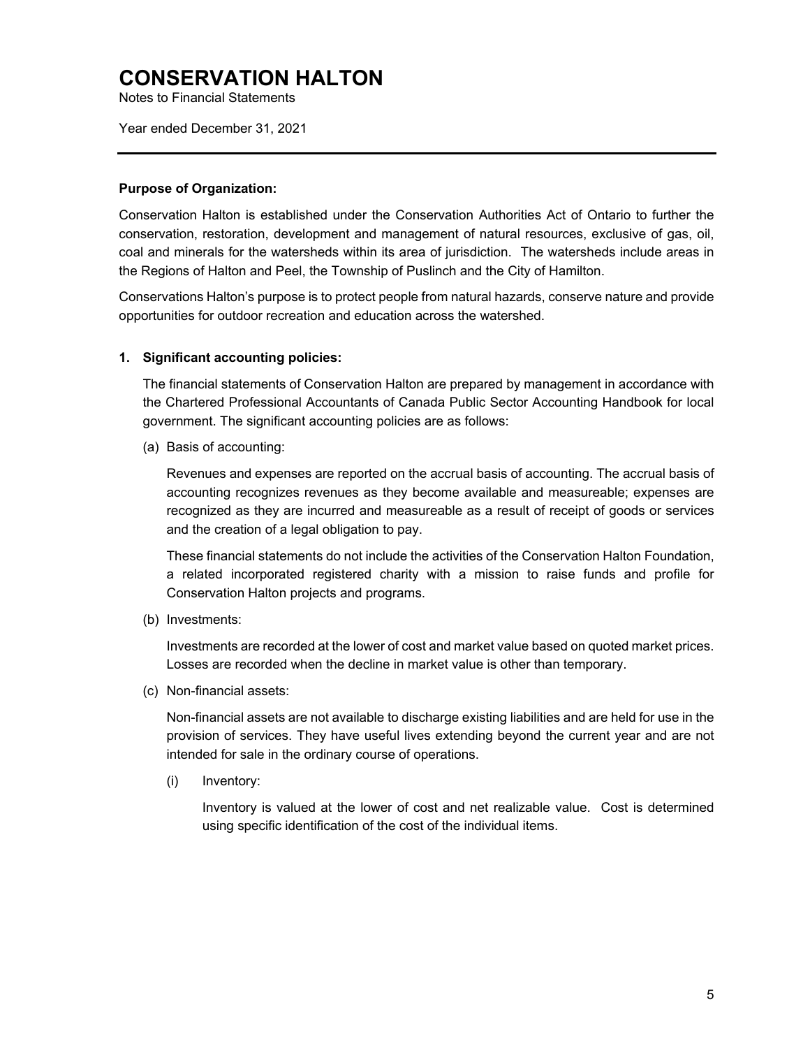# CONSERVATION HALTON

Notes to Financial Statements

Year ended December 31, 2021

---

**Purpose of Organization:**

Conservation Halton is established under the Conservation Authorities Act of Ontario to further the conservation, restoration, development and management of natural resources, exclusive of gas, oil, coal and minerals for the watersheds within its area of jurisdiction. The watersheds include areas in the Regions of Halton and Peel, the Township of Puslinch and the City of Hamilton.

Conservations Halton's purpose is to protect people from natural hazards, conserve nature and provide opportunities for outdoor recreation and education across the watershed.

**1. Significant accounting policies:**

The financial statements of Conservation Halton are prepared by management in accordance with the Chartered Professional Accountants of Canada Public Sector Accounting Handbook for local government. The significant accounting policies are as follows:

(a) Basis of accounting:

Revenues and expenses are reported on the accrual basis of accounting. The accrual basis of accounting recognizes revenues as they become available and measureable; expenses are recognized as they are incurred and measureable as a result of receipt of goods or services and the creation of a legal obligation to pay.

These financial statements do not include the activities of the Conservation Halton Foundation, a related incorporated registered charity with a mission to raise funds and profile for Conservation Halton projects and programs.

(b) Investments:

Investments are recorded at the lower of cost and market value based on quoted market prices. Losses are recorded when the decline in market value is other than temporary.

(c) Non-financial assets:

Non-financial assets are not available to discharge existing liabilities and are held for use in the provision of services. They have useful lives extending beyond the current year and are not intended for sale in the ordinary course of operations.

(i) Inventory:

Inventory is valued at the lower of cost and net realizable value. Cost is determined using specific identification of the cost of the individual items.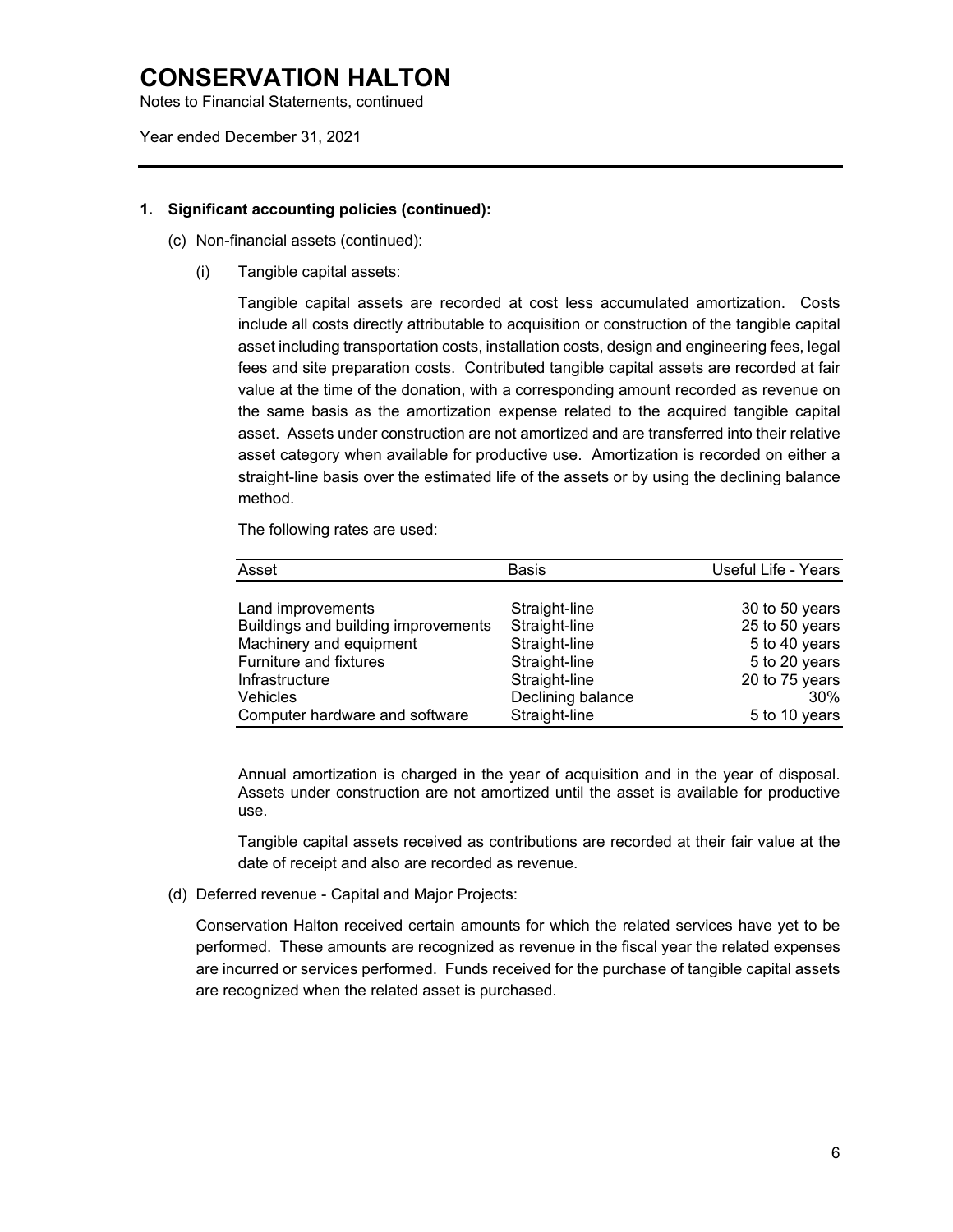# CONSERVATION HALTON

Notes to Financial Statements, continued

Year ended December 31, 2021

**1. Significant accounting policies (continued):**

(c) Non-financial assets (continued):

(i) Tangible capital assets:

Tangible capital assets are recorded at cost less accumulated amortization. Costs include all costs directly attributable to acquisition or construction of the tangible capital asset including transportation costs, installation costs, design and engineering fees, legal fees and site preparation costs. Contributed tangible capital assets are recorded at fair value at the time of the donation, with a corresponding amount recorded as revenue on the same basis as the amortization expense related to the acquired tangible capital asset. Assets under construction are not amortized and are transferred into their relative asset category when available for productive use. Amortization is recorded on either a straight-line basis over the estimated life of the assets or by using the declining balance method.

The following rates are used:

| Asset | Basis | Useful Life - Years |
|---|---|---|
| Land improvements | Straight-line | 30 to 50 years |
| Buildings and building improvements | Straight-line | 25 to 50 years |
| Machinery and equipment | Straight-line | 5 to 40 years |
| Furniture and fixtures | Straight-line | 5 to 20 years |
| Infrastructure | Straight-line | 20 to 75 years |
| Vehicles | Declining balance | 30% |
| Computer hardware and software | Straight-line | 5 to 10 years |

Annual amortization is charged in the year of acquisition and in the year of disposal. Assets under construction are not amortized until the asset is available for productive use.

Tangible capital assets received as contributions are recorded at their fair value at the date of receipt and also are recorded as revenue.

(d) Deferred revenue - Capital and Major Projects:

Conservation Halton received certain amounts for which the related services have yet to be performed. These amounts are recognized as revenue in the fiscal year the related expenses are incurred or services performed. Funds received for the purchase of tangible capital assets are recognized when the related asset is purchased.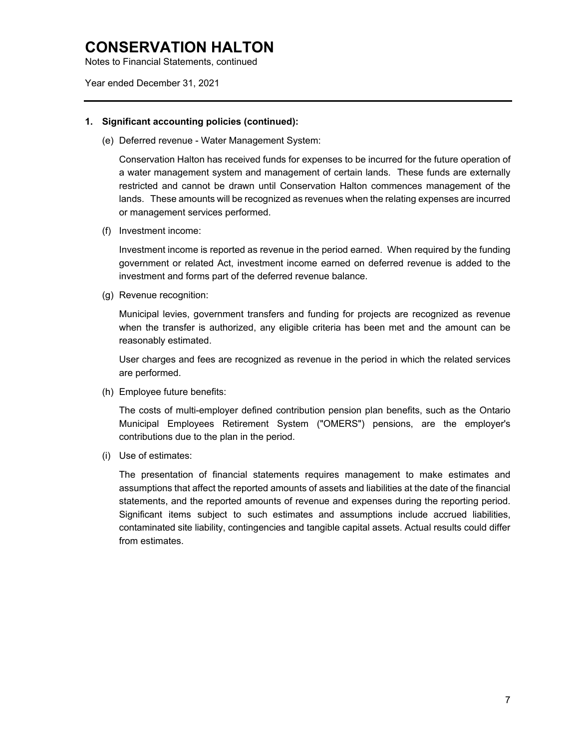# CONSERVATION HALTON

Notes to Financial Statements, continued

Year ended December 31, 2021

---

**1. Significant accounting policies (continued):**

(e) Deferred revenue - Water Management System:

Conservation Halton has received funds for expenses to be incurred for the future operation of a water management system and management of certain lands. These funds are externally restricted and cannot be drawn until Conservation Halton commences management of the lands. These amounts will be recognized as revenues when the relating expenses are incurred or management services performed.

(f) Investment income:

Investment income is reported as revenue in the period earned. When required by the funding government or related Act, investment income earned on deferred revenue is added to the investment and forms part of the deferred revenue balance.

(g) Revenue recognition:

Municipal levies, government transfers and funding for projects are recognized as revenue when the transfer is authorized, any eligible criteria has been met and the amount can be reasonably estimated.

User charges and fees are recognized as revenue in the period in which the related services are performed.

(h) Employee future benefits:

The costs of multi-employer defined contribution pension plan benefits, such as the Ontario Municipal Employees Retirement System ("OMERS") pensions, are the employer's contributions due to the plan in the period.

(i) Use of estimates:

The presentation of financial statements requires management to make estimates and assumptions that affect the reported amounts of assets and liabilities at the date of the financial statements, and the reported amounts of revenue and expenses during the reporting period. Significant items subject to such estimates and assumptions include accrued liabilities, contaminated site liability, contingencies and tangible capital assets. Actual results could differ from estimates.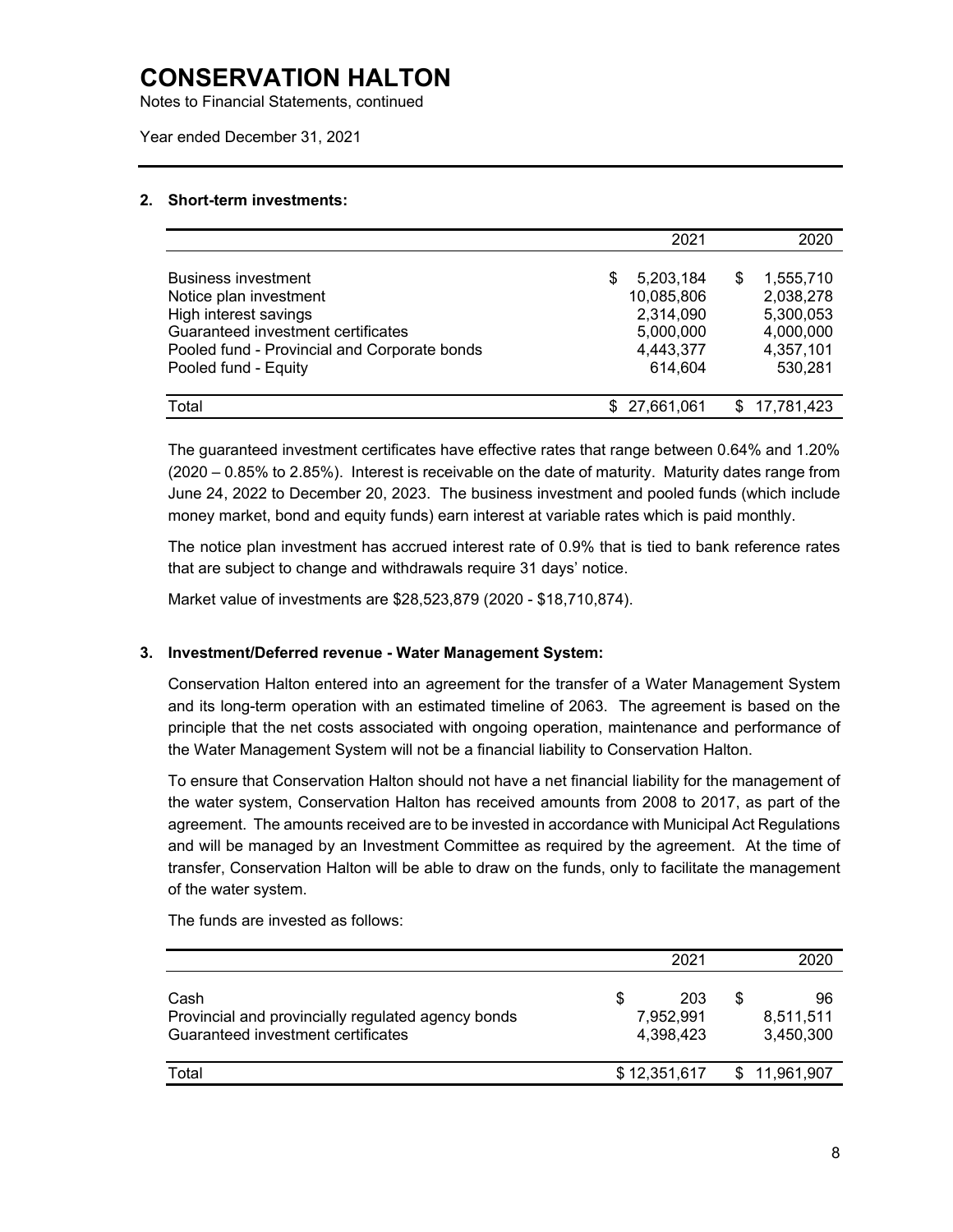# CONSERVATION HALTON

Notes to Financial Statements, continued

Year ended December 31, 2021

## 2. Short-term investments:

| | 2021 | 2020 |
|---|---|---|
| Business investment | $ 5,203,184 | $ 1,555,710 |
| Notice plan investment | 10,085,806 | 2,038,278 |
| High interest savings | 2,314,090 | 5,300,053 |
| Guaranteed investment certificates | 5,000,000 | 4,000,000 |
| Pooled fund - Provincial and Corporate bonds | 4,443,377 | 4,357,101 |
| Pooled fund - Equity | 614,604 | 530,281 |
| Total | $ 27,661,061 | $ 17,781,423 |

The guaranteed investment certificates have effective rates that range between 0.64% and 1.20% (2020 – 0.85% to 2.85%). Interest is receivable on the date of maturity. Maturity dates range from June 24, 2022 to December 20, 2023. The business investment and pooled funds (which include money market, bond and equity funds) earn interest at variable rates which is paid monthly.

The notice plan investment has accrued interest rate of 0.9% that is tied to bank reference rates that are subject to change and withdrawals require 31 days' notice.

Market value of investments are $28,523,879 (2020 - $18,710,874).

## 3. Investment/Deferred revenue - Water Management System:

Conservation Halton entered into an agreement for the transfer of a Water Management System and its long-term operation with an estimated timeline of 2063. The agreement is based on the principle that the net costs associated with ongoing operation, maintenance and performance of the Water Management System will not be a financial liability to Conservation Halton.

To ensure that Conservation Halton should not have a net financial liability for the management of the water system, Conservation Halton has received amounts from 2008 to 2017, as part of the agreement. The amounts received are to be invested in accordance with Municipal Act Regulations and will be managed by an Investment Committee as required by the agreement. At the time of transfer, Conservation Halton will be able to draw on the funds, only to facilitate the management of the water system.

The funds are invested as follows:

| | 2021 | 2020 |
|---|---|---|
| Cash | $ 203 | $ 96 |
| Provincial and provincially regulated agency bonds | 7,952,991 | 8,511,511 |
| Guaranteed investment certificates | 4,398,423 | 3,450,300 |
| Total | $ 12,351,617 | $ 11,961,907 |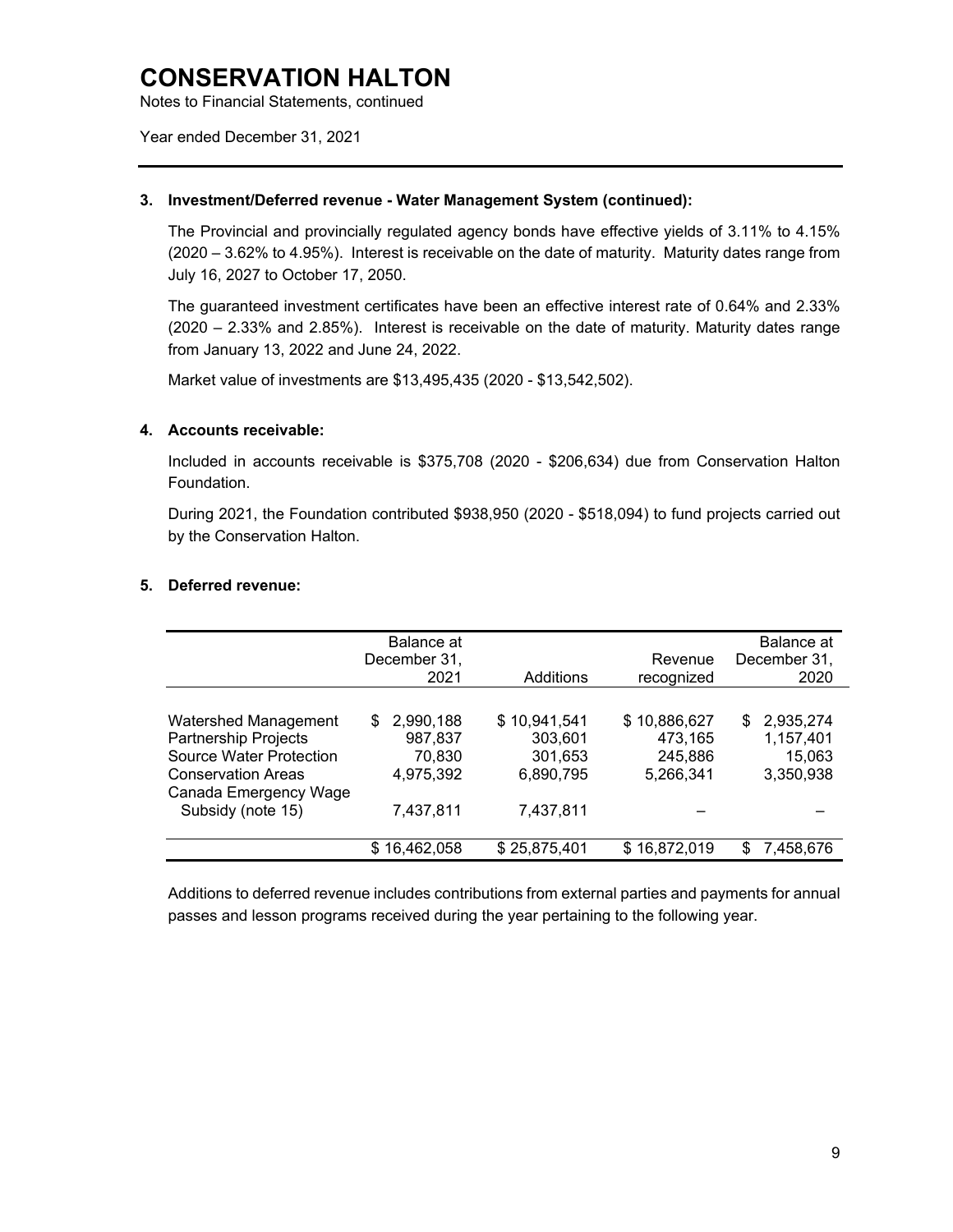# CONSERVATION HALTON

Notes to Financial Statements, continued

Year ended December 31, 2021

### 3. Investment/Deferred revenue - Water Management System (continued):

The Provincial and provincially regulated agency bonds have effective yields of 3.11% to 4.15% (2020 – 3.62% to 4.95%). Interest is receivable on the date of maturity. Maturity dates range from July 16, 2027 to October 17, 2050.

The guaranteed investment certificates have been an effective interest rate of 0.64% and 2.33% (2020 – 2.33% and 2.85%). Interest is receivable on the date of maturity. Maturity dates range from January 13, 2022 and June 24, 2022.

Market value of investments are $13,495,435 (2020 - $13,542,502).

### 4. Accounts receivable:

Included in accounts receivable is $375,708 (2020 - $206,634) due from Conservation Halton Foundation.

During 2021, the Foundation contributed $938,950 (2020 - $518,094) to fund projects carried out by the Conservation Halton.

### 5. Deferred revenue:

| | Balance at December 31, 2021 | Additions | Revenue recognized | Balance at December 31, 2020 |
|---|---|---|---|---|
| Watershed Management | $ 2,990,188 | $ 10,941,541 | $ 10,886,627 | $ 2,935,274 |
| Partnership Projects | 987,837 | 303,601 | 473,165 | 1,157,401 |
| Source Water Protection | 70,830 | 301,653 | 245,886 | 15,063 |
| Conservation Areas | 4,975,392 | 6,890,795 | 5,266,341 | 3,350,938 |
| Canada Emergency Wage Subsidy (note 15) | 7,437,811 | 7,437,811 | – | – |
| | $ 16,462,058 | $ 25,875,401 | $ 16,872,019 | $ 7,458,676 |

Additions to deferred revenue includes contributions from external parties and payments for annual passes and lesson programs received during the year pertaining to the following year.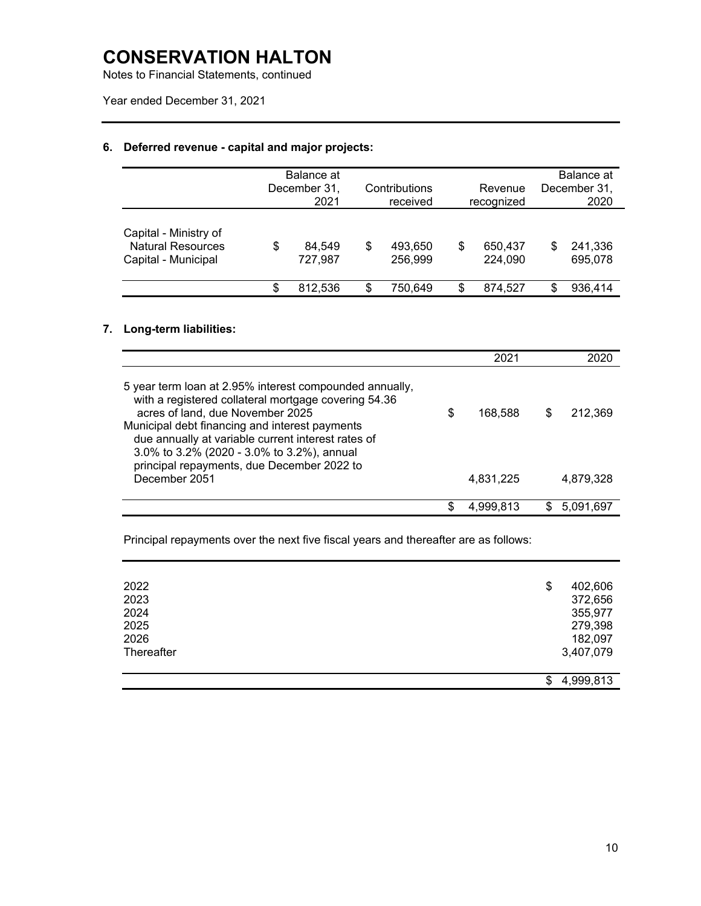# CONSERVATION HALTON

Notes to Financial Statements, continued

Year ended December 31, 2021

## 6. Deferred revenue - capital and major projects:

| | Balance at December 31, 2021 | Contributions received | Revenue recognized | Balance at December 31, 2020 |
|---|---|---|---|---|
| Capital - Ministry of Natural Resources | $ 84,549 | $ 493,650 | $ 650,437 | $ 241,336 |
| Capital - Municipal | 727,987 | 256,999 | 224,090 | 695,078 |
| | $ 812,536 | $ 750,649 | $ 874,527 | $ 936,414 |

## 7. Long-term liabilities:

| | 2021 | 2020 |
|---|---|---|
| 5 year term loan at 2.95% interest compounded annually, with a registered collateral mortgage covering 54.36 acres of land, due November 2025 | $ 168,588 | $ 212,369 |
| Municipal debt financing and interest payments due annually at variable current interest rates of 3.0% to 3.2% (2020 - 3.0% to 3.2%), annual principal repayments, due December 2022 to December 2051 | 4,831,225 | 4,879,328 |
| | $ 4,999,813 | $ 5,091,697 |

Principal repayments over the next five fiscal years and thereafter are as follows:

| | |
|---|---|
| 2022 | $ 402,606 |
| 2023 | 372,656 |
| 2024 | 355,977 |
| 2025 | 279,398 |
| 2026 | 182,097 |
| Thereafter | 3,407,079 |
| | $ 4,999,813 |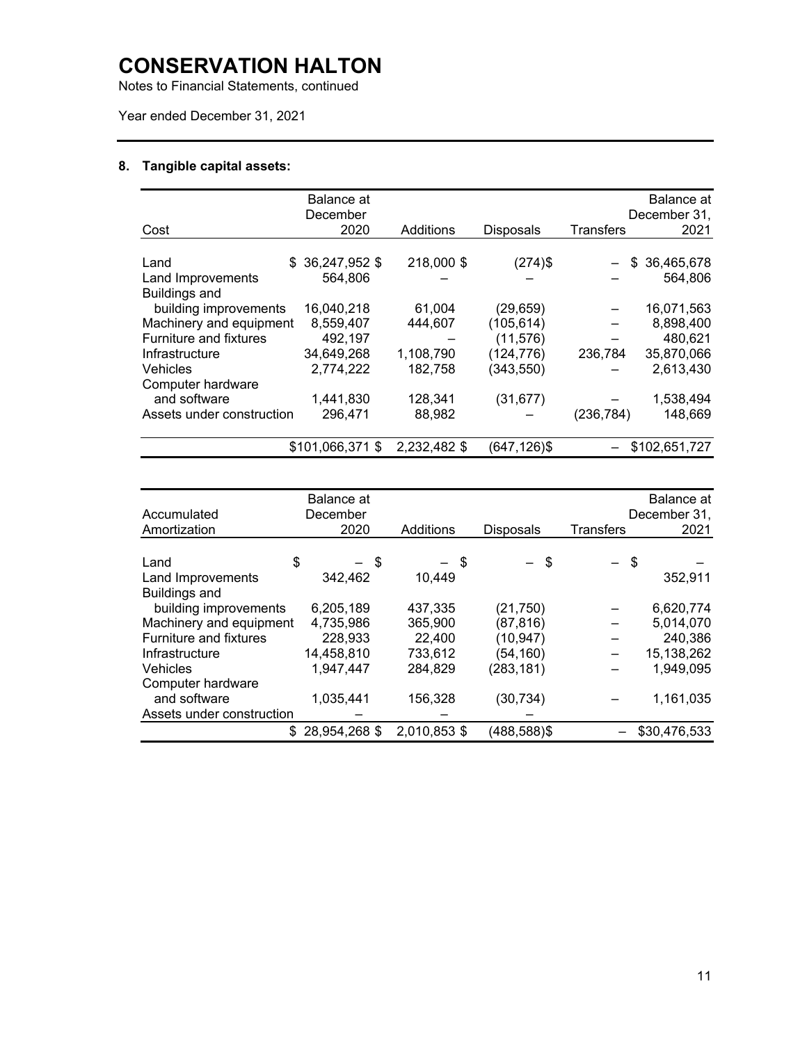# CONSERVATION HALTON

Notes to Financial Statements, continued

Year ended December 31, 2021

## 8. Tangible capital assets:

| Cost | Balance at December 2020 | Additions | Disposals | Transfers | Balance at December 31, 2021 |
|---|---|---|---|---|---|
| Land | $ 36,247,952 $ | 218,000 $ | (274)$ | – | $ 36,465,678 |
| Land Improvements | 564,806 | – | – | – | 564,806 |
| Buildings and building improvements | 16,040,218 | 61,004 | (29,659) | – | 16,071,563 |
| Machinery and equipment | 8,559,407 | 444,607 | (105,614) | – | 8,898,400 |
| Furniture and fixtures | 492,197 | – | (11,576) | – | 480,621 |
| Infrastructure | 34,649,268 | 1,108,790 | (124,776) | 236,784 | 35,870,066 |
| Vehicles | 2,774,222 | 182,758 | (343,550) | – | 2,613,430 |
| Computer hardware and software | 1,441,830 | 128,341 | (31,677) | – | 1,538,494 |
| Assets under construction | 296,471 | 88,982 | – | (236,784) | 148,669 |
| | $101,066,371 $ | 2,232,482 $ | (647,126)$ | – | $102,651,727 |

| Accumulated Amortization | Balance at December 2020 | Additions | Disposals | Transfers | Balance at December 31, 2021 |
|---|---|---|---|---|---|
| Land | $ – $ | – $ | – $ | – $ | – |
| Land Improvements | 342,462 | 10,449 | | | 352,911 |
| Buildings and building improvements | 6,205,189 | 437,335 | (21,750) | – | 6,620,774 |
| Machinery and equipment | 4,735,986 | 365,900 | (87,816) | – | 5,014,070 |
| Furniture and fixtures | 228,933 | 22,400 | (10,947) | – | 240,386 |
| Infrastructure | 14,458,810 | 733,612 | (54,160) | – | 15,138,262 |
| Vehicles | 1,947,447 | 284,829 | (283,181) | – | 1,949,095 |
| Computer hardware and software | 1,035,441 | 156,328 | (30,734) | – | 1,161,035 |
| Assets under construction | – | – | – | | |
| | $ 28,954,268 $ | 2,010,853 $ | (488,588)$ | – | $30,476,533 |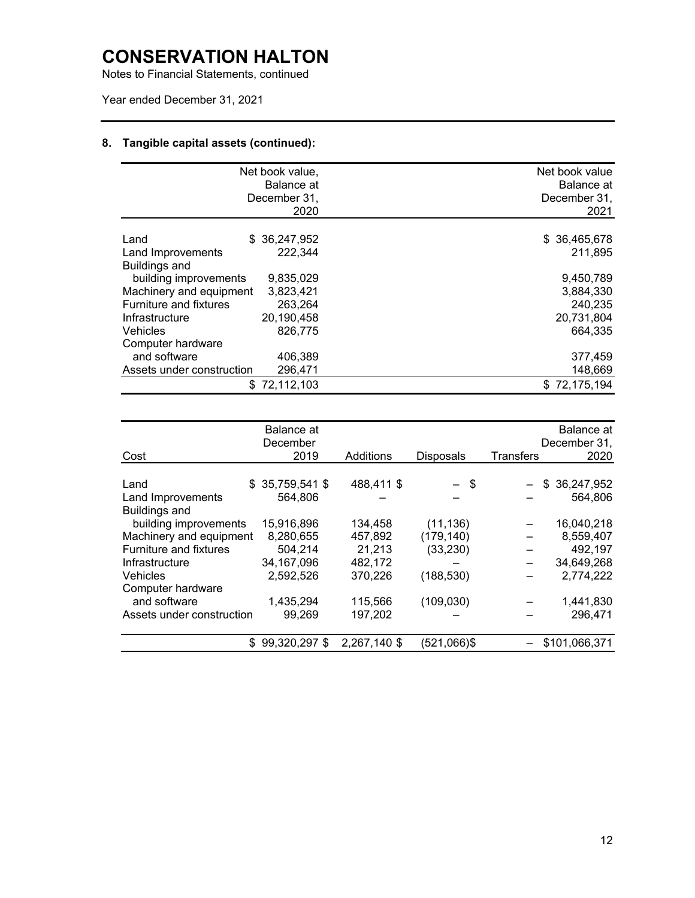# CONSERVATION HALTON

Notes to Financial Statements, continued

Year ended December 31, 2021

## 8. Tangible capital assets (continued):

| | Net book value, Balance at December 31, 2020 | Net book value Balance at December 31, 2021 |
|---|---|---|
| Land | $ 36,247,952 | $ 36,465,678 |
| Land Improvements | 222,344 | 211,895 |
| Buildings and building improvements | 9,835,029 | 9,450,789 |
| Machinery and equipment | 3,823,421 | 3,884,330 |
| Furniture and fixtures | 263,264 | 240,235 |
| Infrastructure | 20,190,458 | 20,731,804 |
| Vehicles | 826,775 | 664,335 |
| Computer hardware and software | 406,389 | 377,459 |
| Assets under construction | 296,471 | 148,669 |
| | $ 72,112,103 | $ 72,175,194 |

| Cost | Balance at December 2019 | Additions | Disposals | Transfers | Balance at December 31, 2020 |
|---|---|---|---|---|---|
| Land | $ 35,759,541 $ | 488,411 $ | – $ | – | $ 36,247,952 |
| Land Improvements | 564,806 | – | – | – | 564,806 |
| Buildings and building improvements | 15,916,896 | 134,458 | (11,136) | – | 16,040,218 |
| Machinery and equipment | 8,280,655 | 457,892 | (179,140) | – | 8,559,407 |
| Furniture and fixtures | 504,214 | 21,213 | (33,230) | – | 492,197 |
| Infrastructure | 34,167,096 | 482,172 | – | – | 34,649,268 |
| Vehicles | 2,592,526 | 370,226 | (188,530) | – | 2,774,222 |
| Computer hardware and software | 1,435,294 | 115,566 | (109,030) | – | 1,441,830 |
| Assets under construction | 99,269 | 197,202 | – | – | 296,471 |
| | $ 99,320,297 $ | 2,267,140 $ | (521,066)$ | – | $101,066,371 |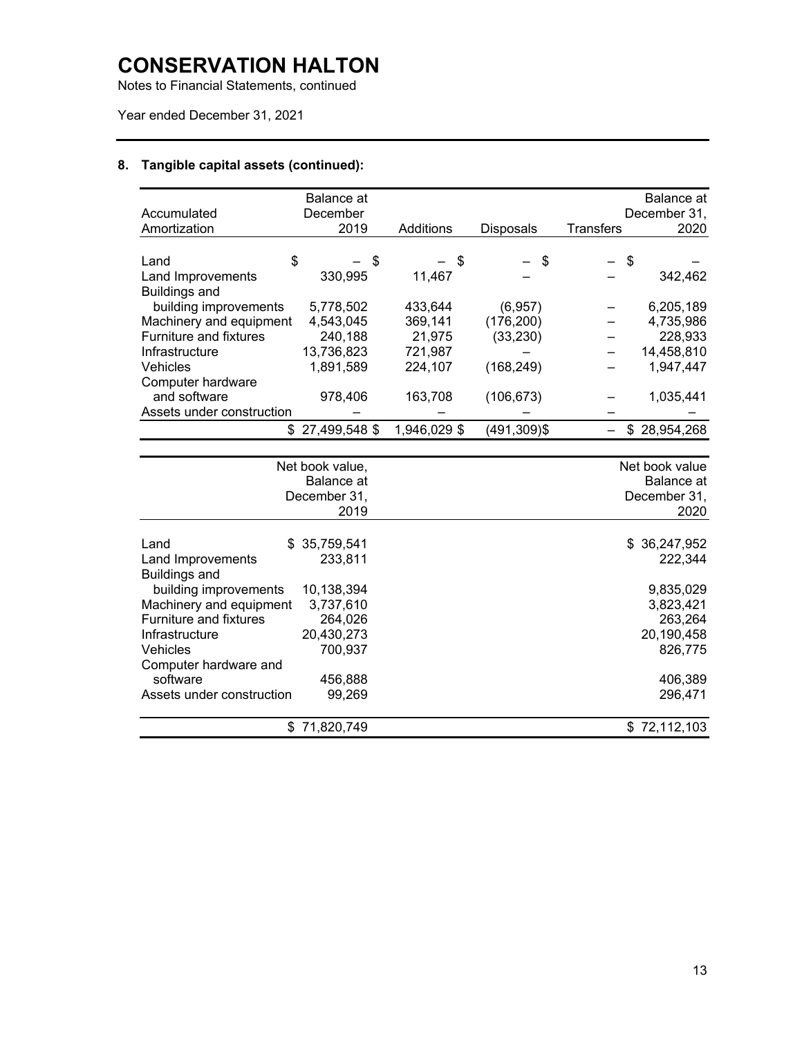# CONSERVATION HALTON

Notes to Financial Statements, continued

Year ended December 31, 2021

## 8. Tangible capital assets (continued):

| Accumulated Amortization | Balance at December 2019 | Additions | Disposals | Transfers | Balance at December 31, 2020 |
|---|---|---|---|---|---|
| Land | $ – | $ – | $ – | $ – | $ – |
| Land Improvements | 330,995 | 11,467 | – | – | 342,462 |
| Buildings and building improvements | 5,778,502 | 433,644 | (6,957) | – | 6,205,189 |
| Machinery and equipment | 4,543,045 | 369,141 | (176,200) | – | 4,735,986 |
| Furniture and fixtures | 240,188 | 21,975 | (33,230) | – | 228,933 |
| Infrastructure | 13,736,823 | 721,987 | – | – | 14,458,810 |
| Vehicles | 1,891,589 | 224,107 | (168,249) | – | 1,947,447 |
| Computer hardware and software | 978,406 | 163,708 | (106,673) | – | 1,035,441 |
| Assets under construction | – | – | – | – | – |
| | $ 27,499,548 | $ 1,946,029 | $ (491,309) | $ – | $ 28,954,268 |

| | Net book value, Balance at December 31, 2019 | Net book value Balance at December 31, 2020 |
|---|---|---|
| Land | $ 35,759,541 | $ 36,247,952 |
| Land Improvements | 233,811 | 222,344 |
| Buildings and building improvements | 10,138,394 | 9,835,029 |
| Machinery and equipment | 3,737,610 | 3,823,421 |
| Furniture and fixtures | 264,026 | 263,264 |
| Infrastructure | 20,430,273 | 20,190,458 |
| Vehicles | 700,937 | 826,775 |
| Computer hardware and software | 456,888 | 406,389 |
| Assets under construction | 99,269 | 296,471 |
| | $ 71,820,749 | $ 72,112,103 |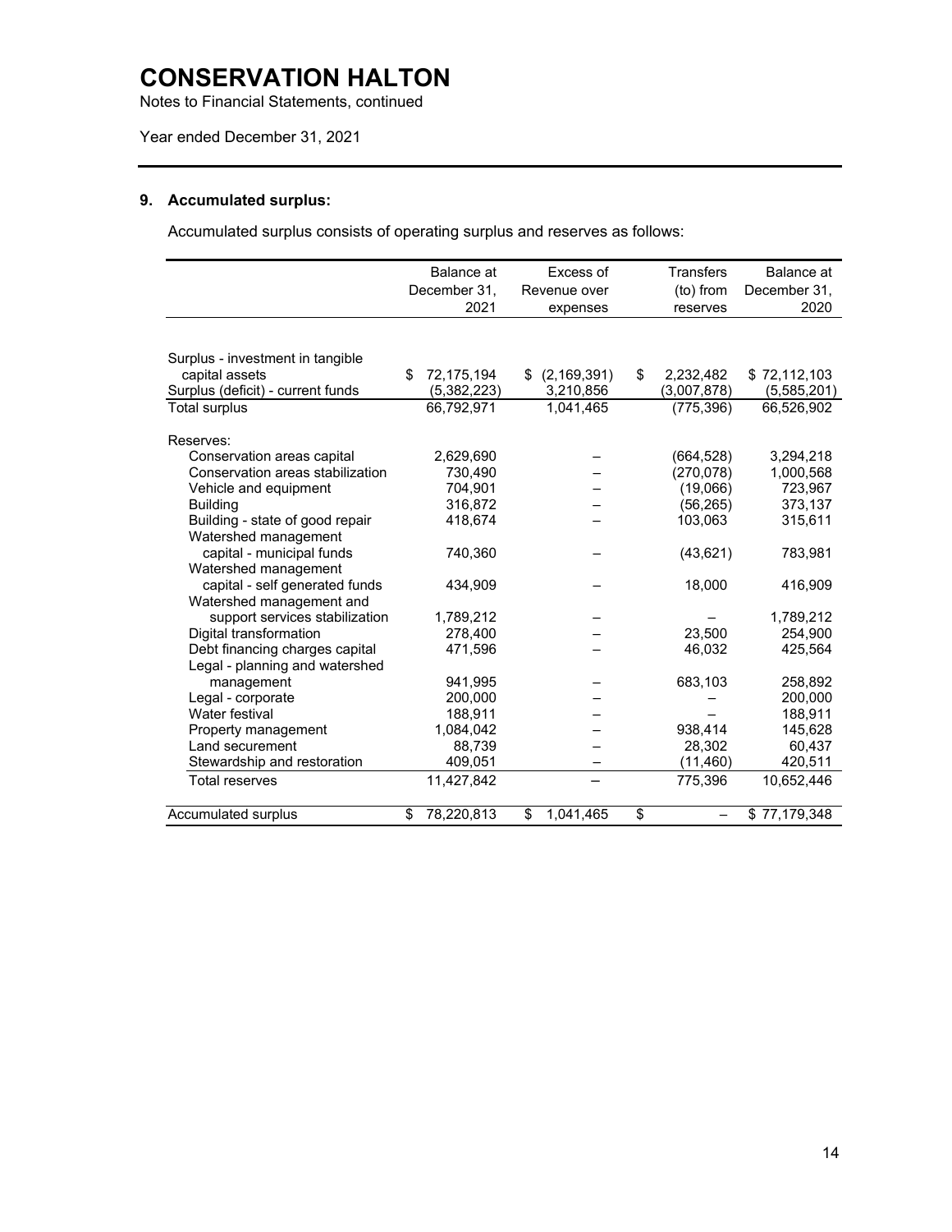# CONSERVATION HALTON

Notes to Financial Statements, continued

Year ended December 31, 2021

## 9. Accumulated surplus:

Accumulated surplus consists of operating surplus and reserves as follows:

| | Balance at December 31, 2021 | Excess of Revenue over expenses | Transfers (to) from reserves | Balance at December 31, 2020 |
|---|---|---|---|---|
| Surplus - investment in tangible capital assets | $ 72,175,194 | $ (2,169,391) | $ 2,232,482 | $ 72,112,103 |
| Surplus (deficit) - current funds | (5,382,223) | 3,210,856 | (3,007,878) | (5,585,201) |
| Total surplus | 66,792,971 | 1,041,465 | (775,396) | 66,526,902 |
| Reserves: | | | | |
| Conservation areas capital | 2,629,690 | – | (664,528) | 3,294,218 |
| Conservation areas stabilization | 730,490 | – | (270,078) | 1,000,568 |
| Vehicle and equipment | 704,901 | – | (19,066) | 723,967 |
| Building | 316,872 | – | (56,265) | 373,137 |
| Building - state of good repair | 418,674 | – | 103,063 | 315,611 |
| Watershed management capital - municipal funds | 740,360 | – | (43,621) | 783,981 |
| Watershed management capital - self generated funds | 434,909 | – | 18,000 | 416,909 |
| Watershed management and support services stabilization | 1,789,212 | – | – | 1,789,212 |
| Digital transformation | 278,400 | – | 23,500 | 254,900 |
| Debt financing charges capital | 471,596 | – | 46,032 | 425,564 |
| Legal - planning and watershed management | 941,995 | – | 683,103 | 258,892 |
| Legal - corporate | 200,000 | – | – | 200,000 |
| Water festival | 188,911 | – | – | 188,911 |
| Property management | 1,084,042 | – | 938,414 | 145,628 |
| Land securement | 88,739 | – | 28,302 | 60,437 |
| Stewardship and restoration | 409,051 | – | (11,460) | 420,511 |
| Total reserves | 11,427,842 | – | 775,396 | 10,652,446 |
| Accumulated surplus | $ 78,220,813 | $ 1,041,465 | $ – | $ 77,179,348 |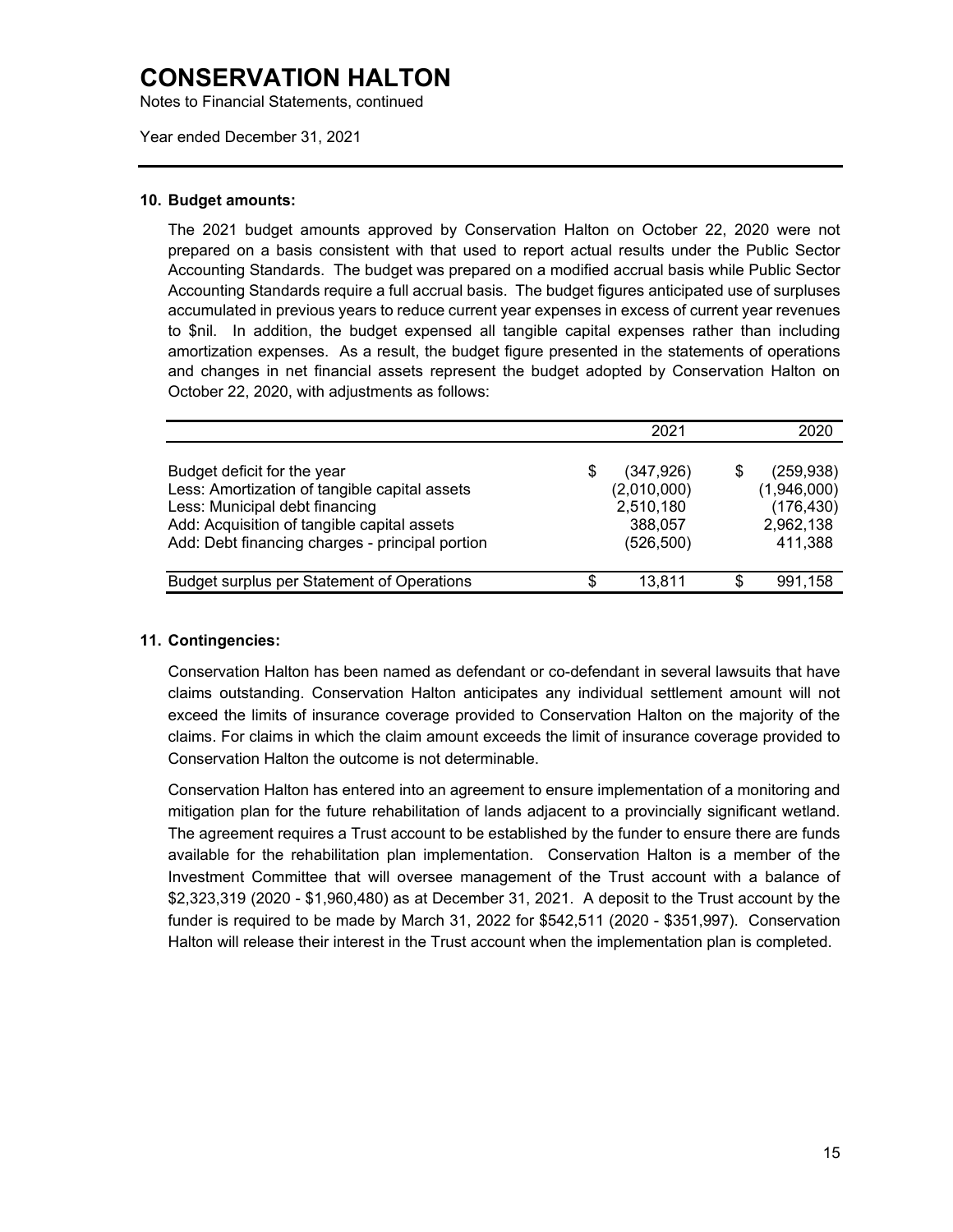# CONSERVATION HALTON

Notes to Financial Statements, continued

Year ended December 31, 2021

## 10. Budget amounts:

The 2021 budget amounts approved by Conservation Halton on October 22, 2020 were not prepared on a basis consistent with that used to report actual results under the Public Sector Accounting Standards. The budget was prepared on a modified accrual basis while Public Sector Accounting Standards require a full accrual basis. The budget figures anticipated use of surpluses accumulated in previous years to reduce current year expenses in excess of current year revenues to $nil. In addition, the budget expensed all tangible capital expenses rather than including amortization expenses. As a result, the budget figure presented in the statements of operations and changes in net financial assets represent the budget adopted by Conservation Halton on October 22, 2020, with adjustments as follows:

| | 2021 | 2020 |
|---|---|---|
| Budget deficit for the year | $ (347,926) | $ (259,938) |
| Less: Amortization of tangible capital assets | (2,010,000) | (1,946,000) |
| Less: Municipal debt financing | 2,510,180 | (176,430) |
| Add: Acquisition of tangible capital assets | 388,057 | 2,962,138 |
| Add: Debt financing charges - principal portion | (526,500) | 411,388 |
| Budget surplus per Statement of Operations | $ 13,811 | $ 991,158 |

## 11. Contingencies:

Conservation Halton has been named as defendant or co-defendant in several lawsuits that have claims outstanding. Conservation Halton anticipates any individual settlement amount will not exceed the limits of insurance coverage provided to Conservation Halton on the majority of the claims. For claims in which the claim amount exceeds the limit of insurance coverage provided to Conservation Halton the outcome is not determinable.

Conservation Halton has entered into an agreement to ensure implementation of a monitoring and mitigation plan for the future rehabilitation of lands adjacent to a provincially significant wetland. The agreement requires a Trust account to be established by the funder to ensure there are funds available for the rehabilitation plan implementation. Conservation Halton is a member of the Investment Committee that will oversee management of the Trust account with a balance of $2,323,319 (2020 - $1,960,480) as at December 31, 2021. A deposit to the Trust account by the funder is required to be made by March 31, 2022 for $542,511 (2020 - $351,997). Conservation Halton will release their interest in the Trust account when the implementation plan is completed.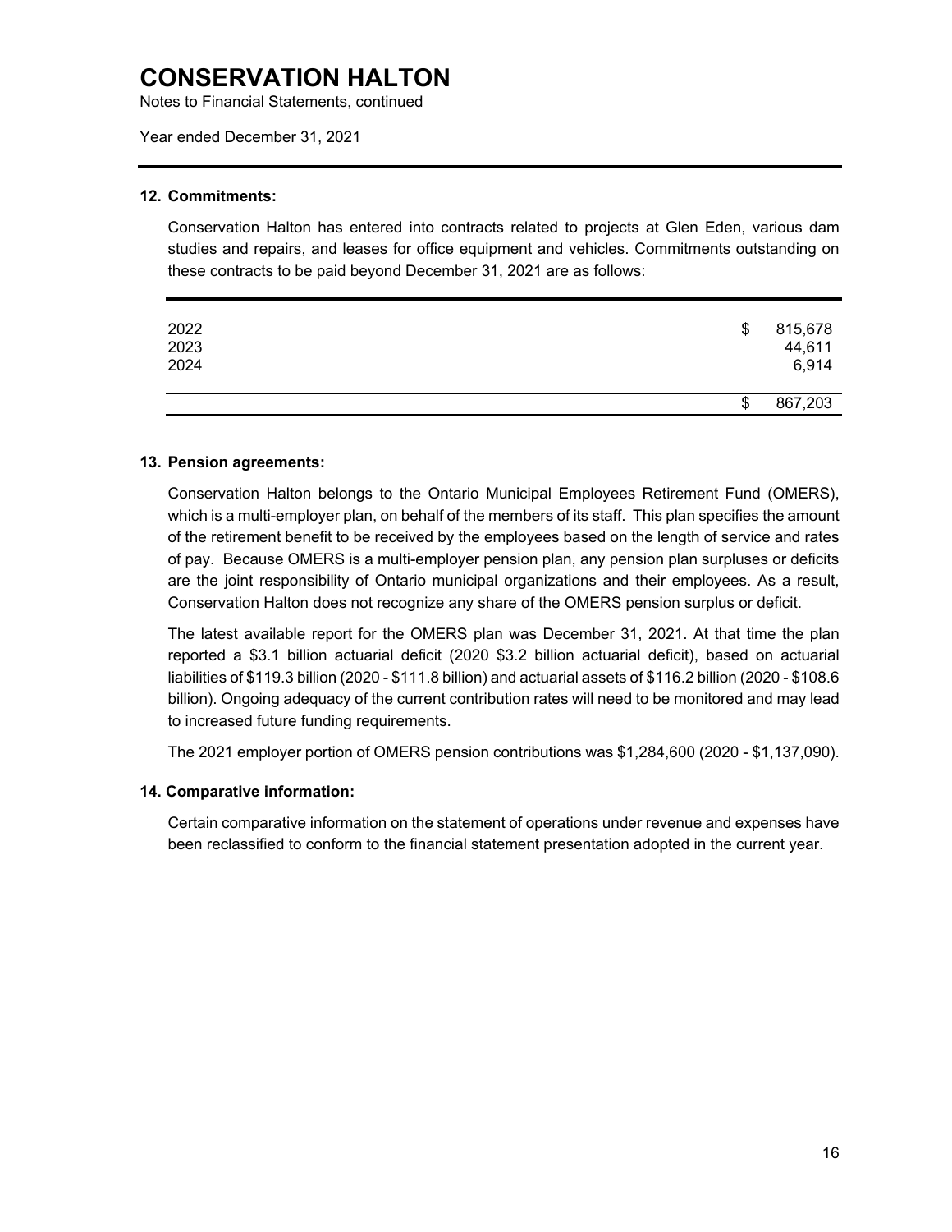# CONSERVATION HALTON

Notes to Financial Statements, continued

Year ended December 31, 2021

### 12. Commitments:

Conservation Halton has entered into contracts related to projects at Glen Eden, various dam studies and repairs, and leases for office equipment and vehicles. Commitments outstanding on these contracts to be paid beyond December 31, 2021 are as follows:

| | |
|---|---|
| 2022 | $ 815,678 |
| 2023 | 44,611 |
| 2024 | 6,914 |
| | $ 867,203 |

### 13. Pension agreements:

Conservation Halton belongs to the Ontario Municipal Employees Retirement Fund (OMERS), which is a multi-employer plan, on behalf of the members of its staff. This plan specifies the amount of the retirement benefit to be received by the employees based on the length of service and rates of pay. Because OMERS is a multi-employer pension plan, any pension plan surpluses or deficits are the joint responsibility of Ontario municipal organizations and their employees. As a result, Conservation Halton does not recognize any share of the OMERS pension surplus or deficit.

The latest available report for the OMERS plan was December 31, 2021. At that time the plan reported a $3.1 billion actuarial deficit (2020 $3.2 billion actuarial deficit), based on actuarial liabilities of $119.3 billion (2020 - $111.8 billion) and actuarial assets of $116.2 billion (2020 - $108.6 billion). Ongoing adequacy of the current contribution rates will need to be monitored and may lead to increased future funding requirements.

The 2021 employer portion of OMERS pension contributions was $1,284,600 (2020 - $1,137,090).

### 14. Comparative information:

Certain comparative information on the statement of operations under revenue and expenses have been reclassified to conform to the financial statement presentation adopted in the current year.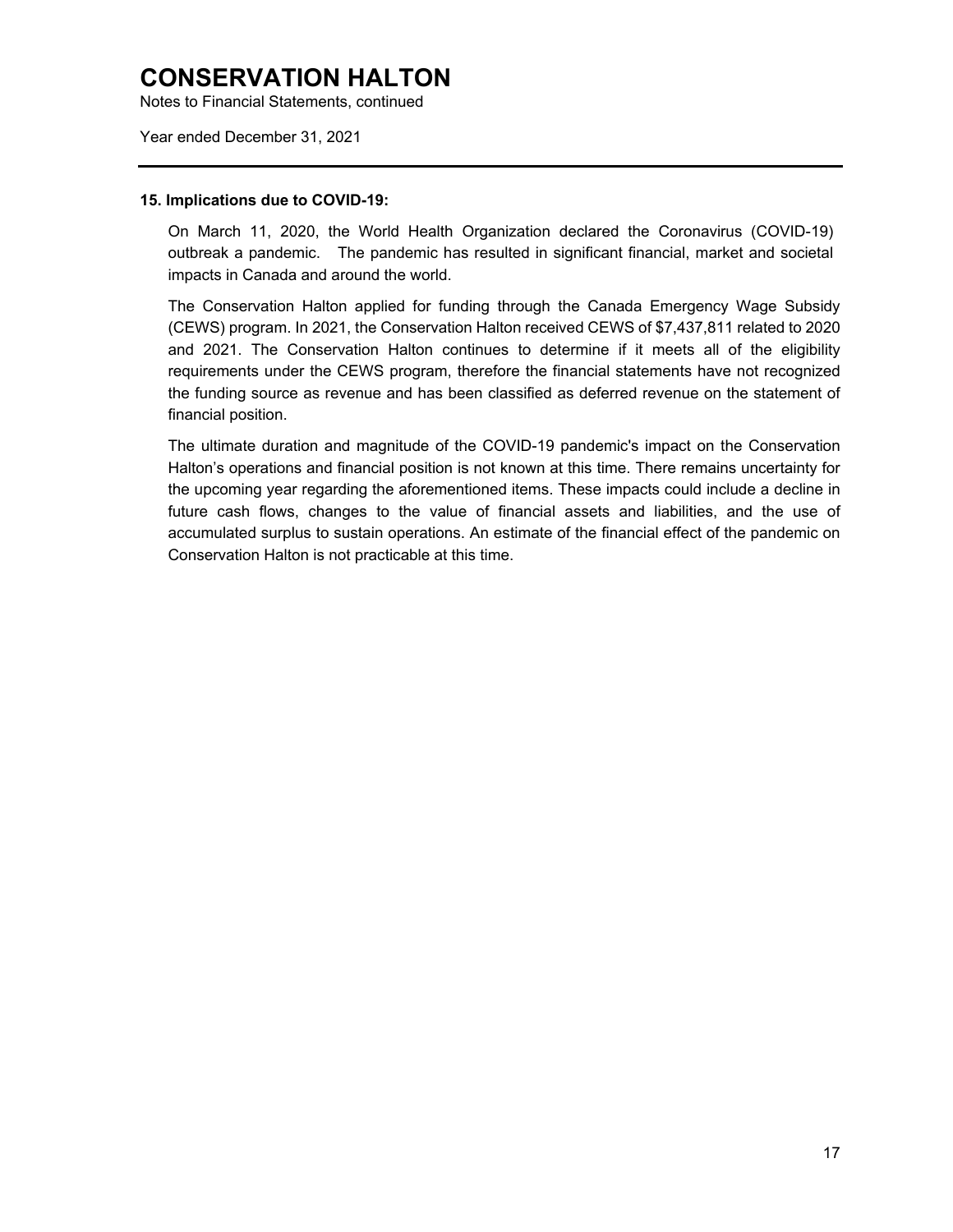# CONSERVATION HALTON

Notes to Financial Statements, continued

Year ended December 31, 2021

---

**15. Implications due to COVID-19:**

On March 11, 2020, the World Health Organization declared the Coronavirus (COVID-19) outbreak a pandemic. The pandemic has resulted in significant financial, market and societal impacts in Canada and around the world.

The Conservation Halton applied for funding through the Canada Emergency Wage Subsidy (CEWS) program. In 2021, the Conservation Halton received CEWS of $7,437,811 related to 2020 and 2021. The Conservation Halton continues to determine if it meets all of the eligibility requirements under the CEWS program, therefore the financial statements have not recognized the funding source as revenue and has been classified as deferred revenue on the statement of financial position.

The ultimate duration and magnitude of the COVID-19 pandemic's impact on the Conservation Halton's operations and financial position is not known at this time. There remains uncertainty for the upcoming year regarding the aforementioned items. These impacts could include a decline in future cash flows, changes to the value of financial assets and liabilities, and the use of accumulated surplus to sustain operations. An estimate of the financial effect of the pandemic on Conservation Halton is not practicable at this time.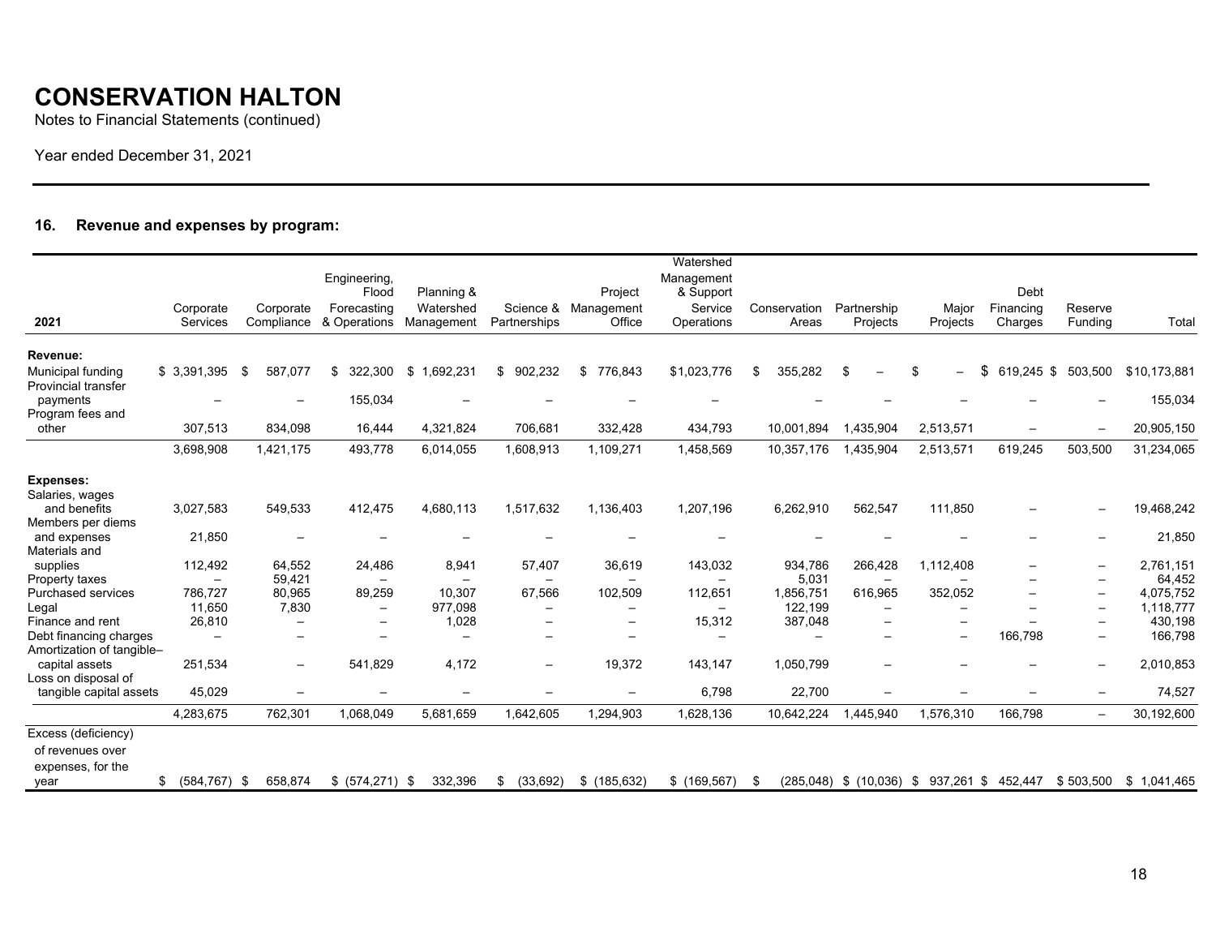# CONSERVATION HALTON

Notes to Financial Statements (continued)

Year ended December 31, 2021

## 16. Revenue and expenses by program:

| 2021 | Corporate Services | Corporate Compliance | Engineering, Flood Forecasting & Operations | Planning & Watershed Management | Science & Partnerships | Project Management Office | Watershed Management & Support Service Operations | Conservation Areas | Partnership Projects | Major Projects | Debt Financing Charges | Reserve Funding | Total |
|---|---|---|---|---|---|---|---|---|---|---|---|---|---|
| **Revenue:** | | | | | | | | | | | | | |
| Municipal funding | $ 3,391,395 | $ 587,077 | $ 322,300 | $ 1,692,231 | $ 902,232 | $ 776,843 | $1,023,776 | $ 355,282 | $ – | $ – | $ 619,245 | $ 503,500 | $10,173,881 |
| Provincial transfer payments | – | – | 155,034 | – | – | – | – | – | – | – | – | – | 155,034 |
| Program fees and other | 307,513 | 834,098 | 16,444 | 4,321,824 | 706,681 | 332,428 | 434,793 | 10,001,894 | 1,435,904 | 2,513,571 | – | – | 20,905,150 |
| | 3,698,908 | 1,421,175 | 493,778 | 6,014,055 | 1,608,913 | 1,109,271 | 1,458,569 | 10,357,176 | 1,435,904 | 2,513,571 | 619,245 | 503,500 | 31,234,065 |
| **Expenses:** | | | | | | | | | | | | | |
| Salaries, wages and benefits | 3,027,583 | 549,533 | 412,475 | 4,680,113 | 1,517,632 | 1,136,403 | 1,207,196 | 6,262,910 | 562,547 | 111,850 | – | – | 19,468,242 |
| Members per diems and expenses | 21,850 | – | – | – | – | – | – | – | – | – | – | – | 21,850 |
| Materials and supplies | 112,492 | 64,552 | 24,486 | 8,941 | 57,407 | 36,619 | 143,032 | 934,786 | 266,428 | 1,112,408 | – | – | 2,761,151 |
| Property taxes | – | 59,421 | – | – | – | – | – | 5,031 | – | – | – | – | 64,452 |
| Purchased services | 786,727 | 80,965 | 89,259 | 10,307 | 67,566 | 102,509 | 112,651 | 1,856,751 | 616,965 | 352,052 | – | – | 4,075,752 |
| Legal | 11,650 | 7,830 | – | 977,098 | – | – | – | 122,199 | – | – | – | – | 1,118,777 |
| Finance and rent | 26,810 | – | – | 1,028 | – | – | 15,312 | 387,048 | – | – | – | – | 430,198 |
| Debt financing charges | – | – | – | – | – | – | – | – | – | – | 166,798 | – | 166,798 |
| Amortization of tangible–capital assets | 251,534 | – | 541,829 | 4,172 | – | 19,372 | 143,147 | 1,050,799 | – | – | – | – | 2,010,853 |
| Loss on disposal of tangible capital assets | 45,029 | – | – | – | – | – | 6,798 | 22,700 | – | – | – | – | 74,527 |
| | 4,283,675 | 762,301 | 1,068,049 | 5,681,659 | 1,642,605 | 1,294,903 | 1,628,136 | 10,642,224 | 1,445,940 | 1,576,310 | 166,798 | – | 30,192,600 |
| Excess (deficiency) of revenues over expenses, for the year | $ (584,767) | $ 658,874 | $ (574,271) | $ 332,396 | $ (33,692) | $ (185,632) | $ (169,567) | $ (285,048) | $ (10,036) | $ 937,261 | $ 452,447 | $ 503,500 | $ 1,041,465 |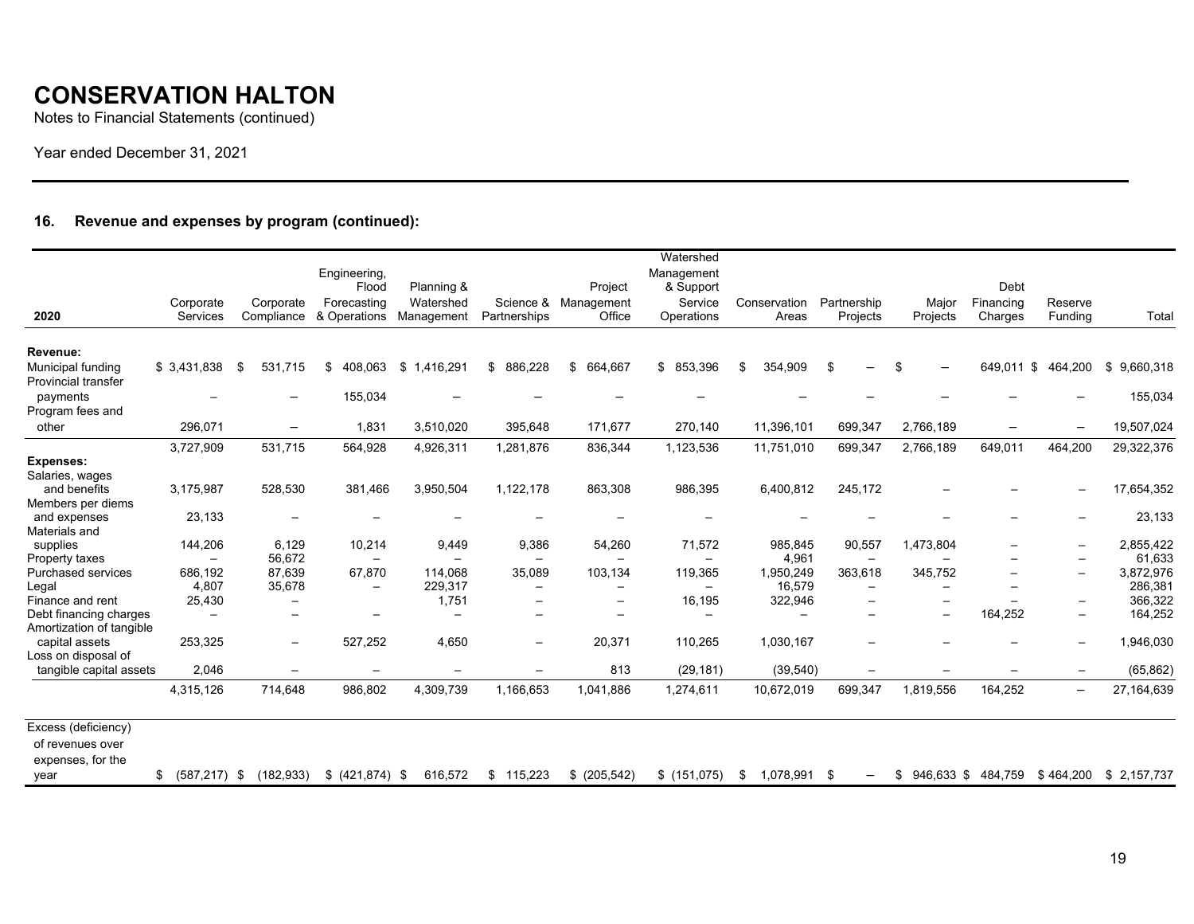# CONSERVATION HALTON

Notes to Financial Statements (continued)

Year ended December 31, 2021

## 16. Revenue and expenses by program (continued):

| 2020 | Corporate Services | Corporate Compliance | Engineering, Flood Forecasting & Operations | Planning & Watershed Management | Science & Partnerships | Project Management Office | Watershed Management & Support Service Operations | Conservation Areas | Partnership Projects | Major Projects | Debt Financing Charges | Reserve Funding | Total |
|---|---|---|---|---|---|---|---|---|---|---|---|---|---|
| **Revenue:** | | | | | | | | | | | | | |
| Municipal funding | $ 3,431,838 | $ 531,715 | $ 408,063 | $ 1,416,291 | $ 886,228 | $ 664,667 | $ 853,396 | $ 354,909 | $ – | $ – | 649,011 | $ 464,200 | $ 9,660,318 |
| Provincial transfer payments | – | – | 155,034 | – | – | – | – | – | – | – | – | – | 155,034 |
| Program fees and other | 296,071 | – | 1,831 | 3,510,020 | 395,648 | 171,677 | 270,140 | 11,396,101 | 699,347 | 2,766,189 | – | – | 19,507,024 |
| | 3,727,909 | 531,715 | 564,928 | 4,926,311 | 1,281,876 | 836,344 | 1,123,536 | 11,751,010 | 699,347 | 2,766,189 | 649,011 | 464,200 | 29,322,376 |
| **Expenses:** | | | | | | | | | | | | | |
| Salaries, wages and benefits | 3,175,987 | 528,530 | 381,466 | 3,950,504 | 1,122,178 | 863,308 | 986,395 | 6,400,812 | 245,172 | – | – | – | 17,654,352 |
| Members per diems and expenses | 23,133 | – | – | – | – | – | – | – | – | – | – | – | 23,133 |
| Materials and supplies | 144,206 | 6,129 | 10,214 | 9,449 | 9,386 | 54,260 | 71,572 | 985,845 | 90,557 | 1,473,804 | – | – | 2,855,422 |
| Property taxes | – | 56,672 | – | – | – | – | – | 4,961 | – | – | – | – | 61,633 |
| Purchased services | 686,192 | 87,639 | 67,870 | 114,068 | 35,089 | 103,134 | 119,365 | 1,950,249 | 363,618 | 345,752 | – | – | 3,872,976 |
| Legal | 4,807 | 35,678 | – | 229,317 | – | – | – | 16,579 | – | – | – | | 286,381 |
| Finance and rent | 25,430 | – | | 1,751 | – | – | 16,195 | 322,946 | – | – | – | – | 366,322 |
| Debt financing charges | – | – | – | – | – | – | – | – | – | – | 164,252 | – | 164,252 |
| Amortization of tangible capital assets | 253,325 | – | 527,252 | 4,650 | – | 20,371 | 110,265 | 1,030,167 | – | – | – | – | 1,946,030 |
| Loss on disposal of tangible capital assets | 2,046 | – | – | – | – | 813 | (29,181) | (39,540) | – | – | – | – | (65,862) |
| | 4,315,126 | 714,648 | 986,802 | 4,309,739 | 1,166,653 | 1,041,886 | 1,274,611 | 10,672,019 | 699,347 | 1,819,556 | 164,252 | – | 27,164,639 |
| Excess (deficiency) of revenues over expenses, for the year | $ (587,217) | $ (182,933) | $ (421,874) | $ 616,572 | $ 115,223 | $ (205,542) | $ (151,075) | $ 1,078,991 | $ – | $ 946,633 | $ 484,759 | $ 464,200 | $ 2,157,737 |